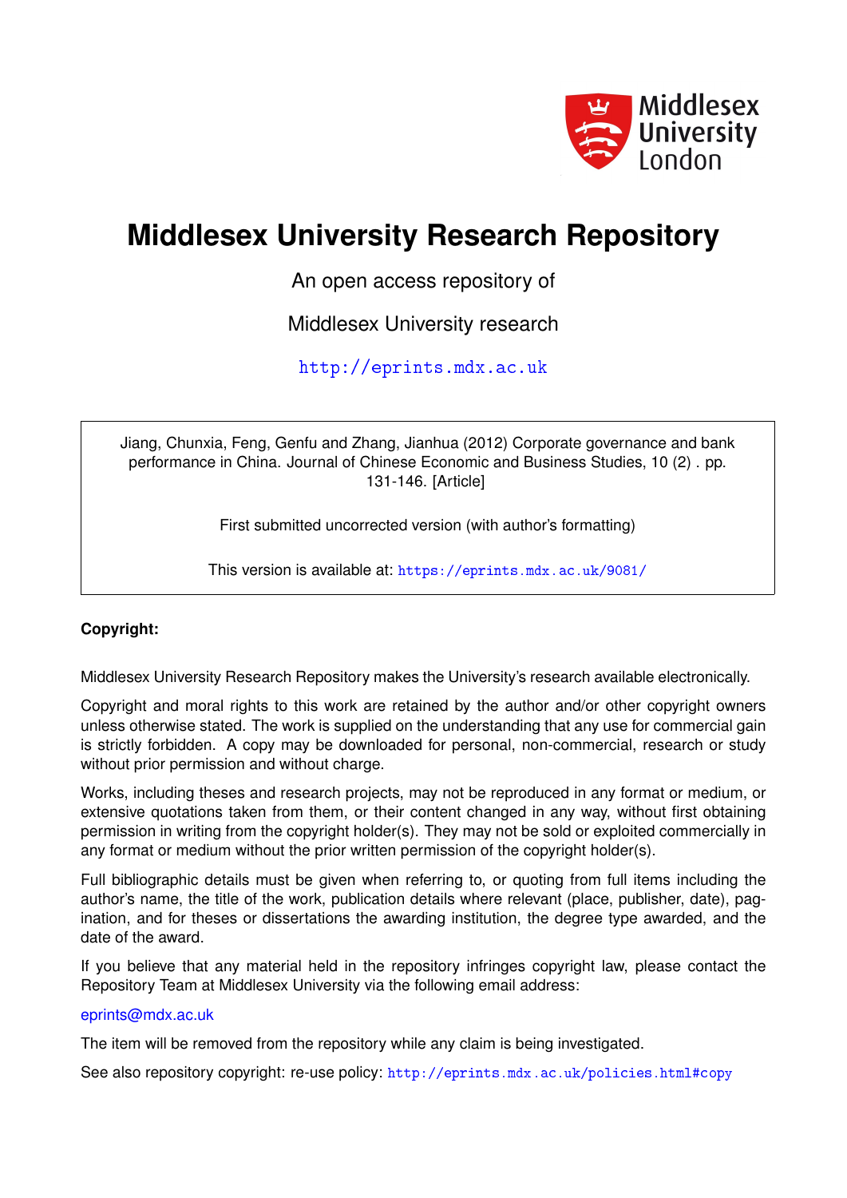Middlesex University London

# Middlesex University Research Repository

An open access repository of

Middlesex University research

http://eprints.mdx.ac.uk

Jiang, Chunxia, Feng, Genfu and Zhang, Jianhua (2012) Corporate governance and bank performance in China. Journal of Chinese Economic and Business Studies, 10 (2) . pp. 131-146. [Article]

First submitted uncorrected version (with author's formatting)

This version is available at: https://eprints.mdx.ac.uk/9081/

**Copyright:**

Middlesex University Research Repository makes the University's research available electronically.

Copyright and moral rights to this work are retained by the author and/or other copyright owners unless otherwise stated. The work is supplied on the understanding that any use for commercial gain is strictly forbidden. A copy may be downloaded for personal, non-commercial, research or study without prior permission and without charge.

Works, including theses and research projects, may not be reproduced in any format or medium, or extensive quotations taken from them, or their content changed in any way, without first obtaining permission in writing from the copyright holder(s). They may not be sold or exploited commercially in any format or medium without the prior written permission of the copyright holder(s).

Full bibliographic details must be given when referring to, or quoting from full items including the author's name, the title of the work, publication details where relevant (place, publisher, date), pagination, and for theses or dissertations the awarding institution, the degree type awarded, and the date of the award.

If you believe that any material held in the repository infringes copyright law, please contact the Repository Team at Middlesex University via the following email address:

eprints@mdx.ac.uk

The item will be removed from the repository while any claim is being investigated.

See also repository copyright: re-use policy: http://eprints.mdx.ac.uk/policies.html#copy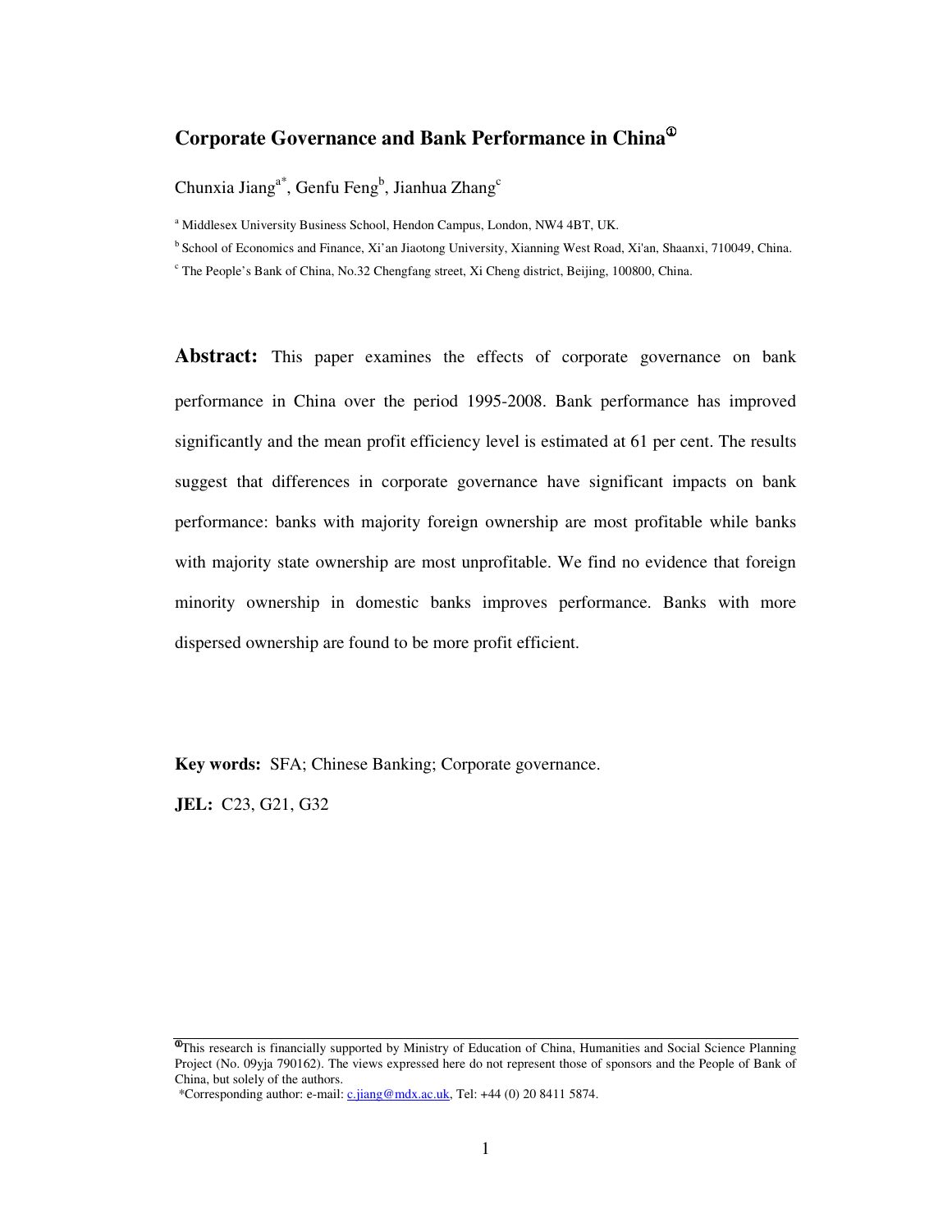# Corporate Governance and Bank Performance in China[①]

Chunxia Jiang[a*], Genfu Feng[b], Jianhua Zhang[c]

[a] Middlesex University Business School, Hendon Campus, London, NW4 4BT, UK.

[b] School of Economics and Finance, Xi'an Jiaotong University, Xianning West Road, Xi'an, Shaanxi, 710049, China.

[c] The People's Bank of China, No.32 Chengfang street, Xi Cheng district, Beijing, 100800, China.

**Abstract:** This paper examines the effects of corporate governance on bank performance in China over the period 1995-2008. Bank performance has improved significantly and the mean profit efficiency level is estimated at 61 per cent. The results suggest that differences in corporate governance have significant impacts on bank performance: banks with majority foreign ownership are most profitable while banks with majority state ownership are most unprofitable. We find no evidence that foreign minority ownership in domestic banks improves performance. Banks with more dispersed ownership are found to be more profit efficient.

**Key words:** SFA; Chinese Banking; Corporate governance.

**JEL:** C23, G21, G32

---

[①] This research is financially supported by Ministry of Education of China, Humanities and Social Science Planning Project (No. 09yja 790162). The views expressed here do not represent those of sponsors and the People of Bank of China, but solely of the authors.

*Corresponding author: e-mail: c.jiang@mdx.ac.uk, Tel: +44 (0) 20 8411 5874.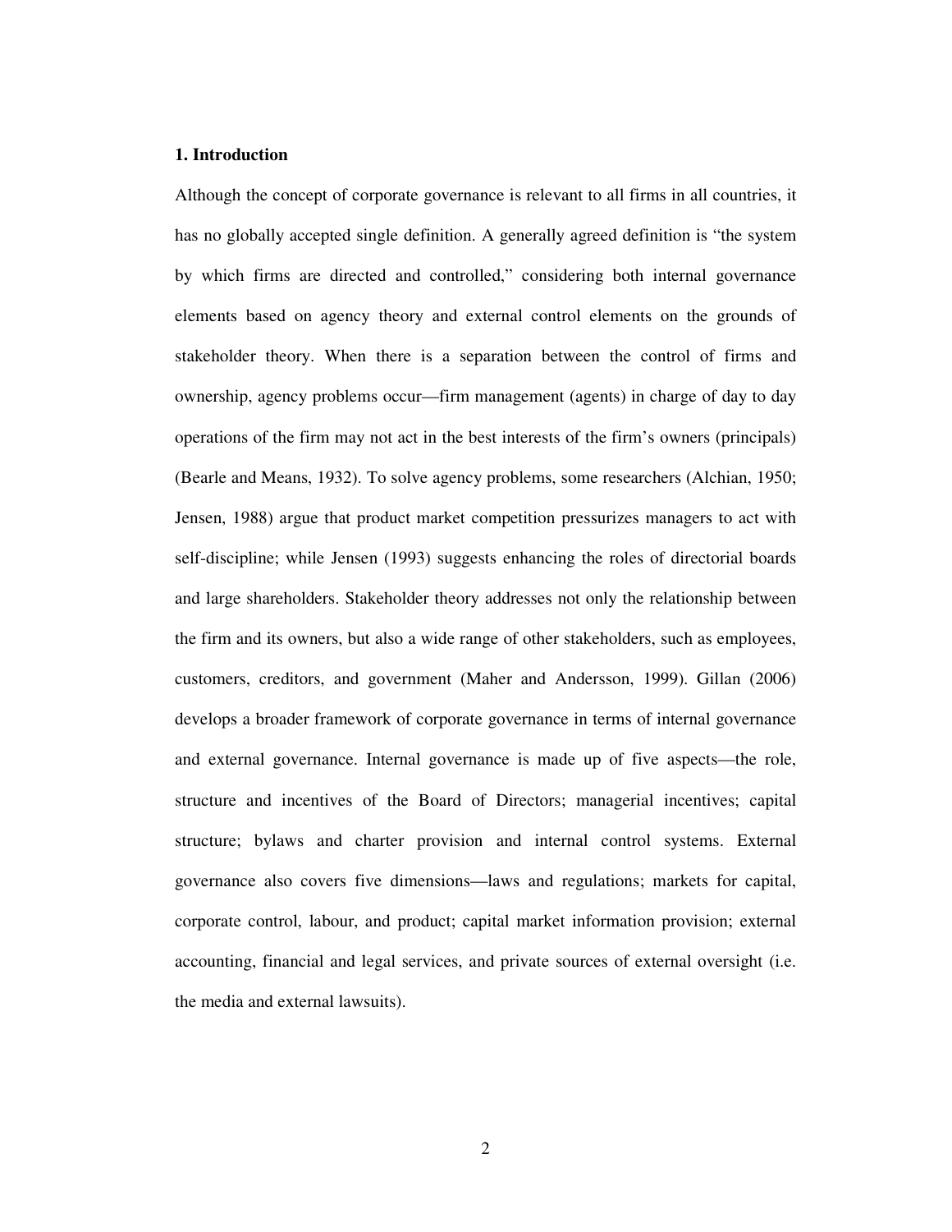## 1. Introduction

Although the concept of corporate governance is relevant to all firms in all countries, it has no globally accepted single definition. A generally agreed definition is "the system by which firms are directed and controlled," considering both internal governance elements based on agency theory and external control elements on the grounds of stakeholder theory. When there is a separation between the control of firms and ownership, agency problems occur—firm management (agents) in charge of day to day operations of the firm may not act in the best interests of the firm's owners (principals) (Bearle and Means, 1932). To solve agency problems, some researchers (Alchian, 1950; Jensen, 1988) argue that product market competition pressurizes managers to act with self-discipline; while Jensen (1993) suggests enhancing the roles of directorial boards and large shareholders. Stakeholder theory addresses not only the relationship between the firm and its owners, but also a wide range of other stakeholders, such as employees, customers, creditors, and government (Maher and Andersson, 1999). Gillan (2006) develops a broader framework of corporate governance in terms of internal governance and external governance. Internal governance is made up of five aspects—the role, structure and incentives of the Board of Directors; managerial incentives; capital structure; bylaws and charter provision and internal control systems. External governance also covers five dimensions—laws and regulations; markets for capital, corporate control, labour, and product; capital market information provision; external accounting, financial and legal services, and private sources of external oversight (i.e. the media and external lawsuits).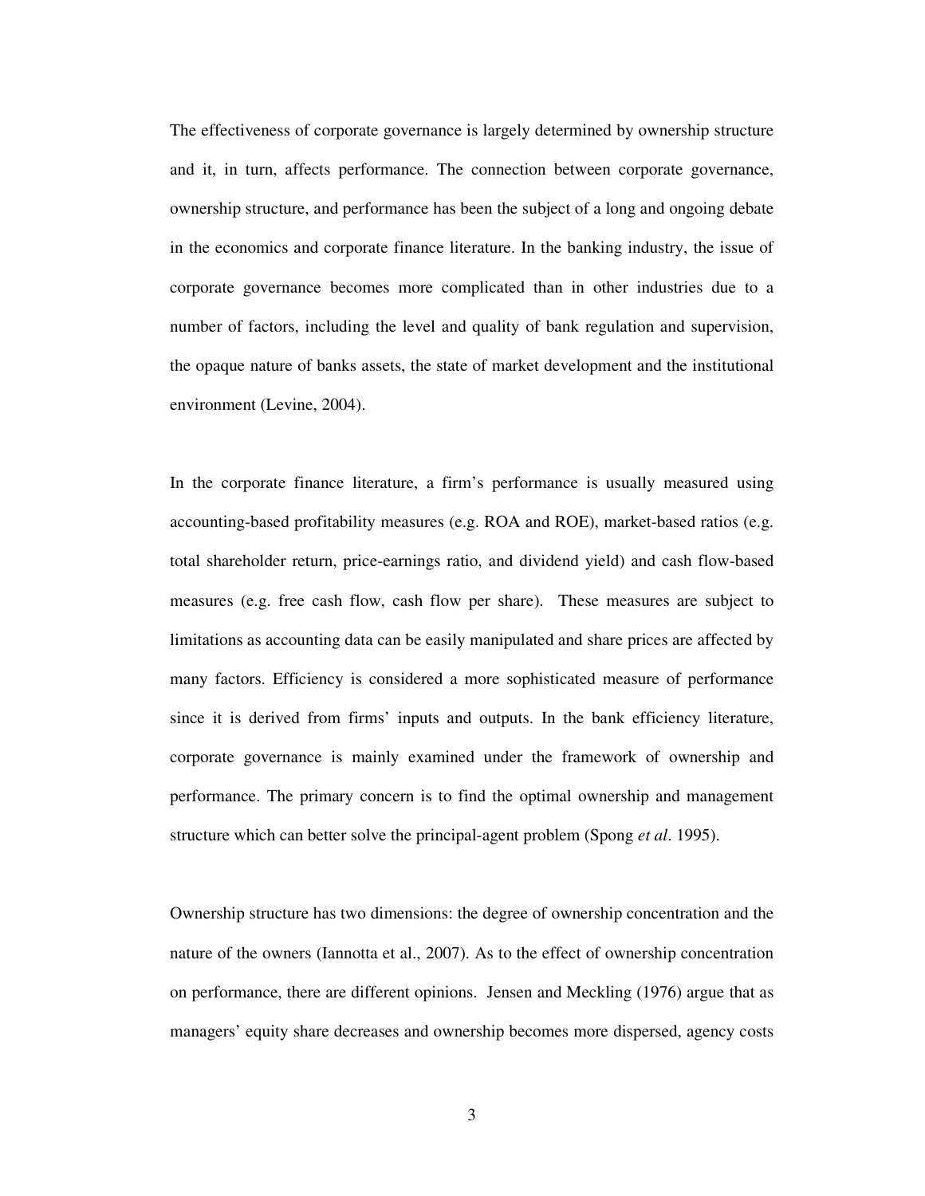The effectiveness of corporate governance is largely determined by ownership structure and it, in turn, affects performance. The connection between corporate governance, ownership structure, and performance has been the subject of a long and ongoing debate in the economics and corporate finance literature. In the banking industry, the issue of corporate governance becomes more complicated than in other industries due to a number of factors, including the level and quality of bank regulation and supervision, the opaque nature of banks assets, the state of market development and the institutional environment (Levine, 2004).

In the corporate finance literature, a firm's performance is usually measured using accounting-based profitability measures (e.g. ROA and ROE), market-based ratios (e.g. total shareholder return, price-earnings ratio, and dividend yield) and cash flow-based measures (e.g. free cash flow, cash flow per share). These measures are subject to limitations as accounting data can be easily manipulated and share prices are affected by many factors. Efficiency is considered a more sophisticated measure of performance since it is derived from firms' inputs and outputs. In the bank efficiency literature, corporate governance is mainly examined under the framework of ownership and performance. The primary concern is to find the optimal ownership and management structure which can better solve the principal-agent problem (Spong *et al*. 1995).

Ownership structure has two dimensions: the degree of ownership concentration and the nature of the owners (Iannotta et al., 2007). As to the effect of ownership concentration on performance, there are different opinions. Jensen and Meckling (1976) argue that as managers' equity share decreases and ownership becomes more dispersed, agency costs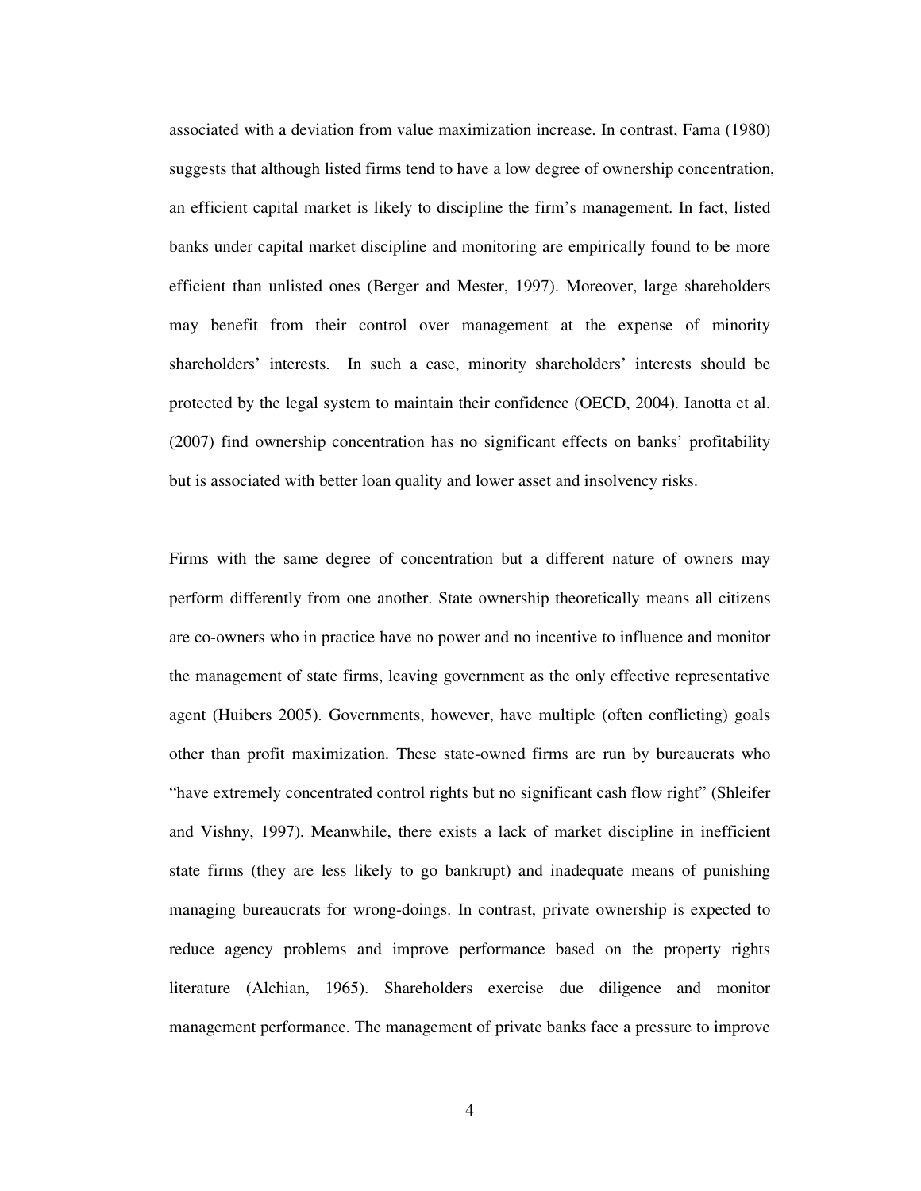associated with a deviation from value maximization increase. In contrast, Fama (1980) suggests that although listed firms tend to have a low degree of ownership concentration, an efficient capital market is likely to discipline the firm's management. In fact, listed banks under capital market discipline and monitoring are empirically found to be more efficient than unlisted ones (Berger and Mester, 1997). Moreover, large shareholders may benefit from their control over management at the expense of minority shareholders' interests. In such a case, minority shareholders' interests should be protected by the legal system to maintain their confidence (OECD, 2004). Ianotta et al. (2007) find ownership concentration has no significant effects on banks' profitability but is associated with better loan quality and lower asset and insolvency risks.

Firms with the same degree of concentration but a different nature of owners may perform differently from one another. State ownership theoretically means all citizens are co-owners who in practice have no power and no incentive to influence and monitor the management of state firms, leaving government as the only effective representative agent (Huibers 2005). Governments, however, have multiple (often conflicting) goals other than profit maximization. These state-owned firms are run by bureaucrats who "have extremely concentrated control rights but no significant cash flow right" (Shleifer and Vishny, 1997). Meanwhile, there exists a lack of market discipline in inefficient state firms (they are less likely to go bankrupt) and inadequate means of punishing managing bureaucrats for wrong-doings. In contrast, private ownership is expected to reduce agency problems and improve performance based on the property rights literature (Alchian, 1965). Shareholders exercise due diligence and monitor management performance. The management of private banks face a pressure to improve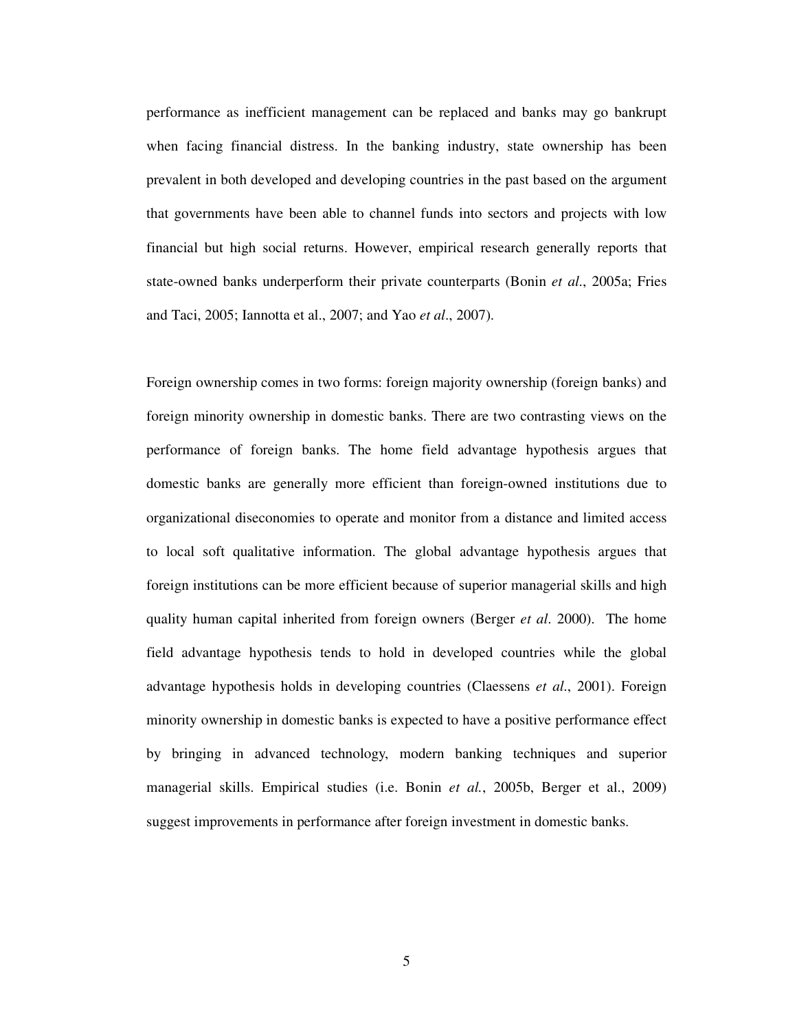performance as inefficient management can be replaced and banks may go bankrupt when facing financial distress. In the banking industry, state ownership has been prevalent in both developed and developing countries in the past based on the argument that governments have been able to channel funds into sectors and projects with low financial but high social returns. However, empirical research generally reports that state-owned banks underperform their private counterparts (Bonin *et al.*, 2005a; Fries and Taci, 2005; Iannotta et al., 2007; and Yao *et al*., 2007).

Foreign ownership comes in two forms: foreign majority ownership (foreign banks) and foreign minority ownership in domestic banks. There are two contrasting views on the performance of foreign banks. The home field advantage hypothesis argues that domestic banks are generally more efficient than foreign-owned institutions due to organizational diseconomies to operate and monitor from a distance and limited access to local soft qualitative information. The global advantage hypothesis argues that foreign institutions can be more efficient because of superior managerial skills and high quality human capital inherited from foreign owners (Berger *et al*. 2000). The home field advantage hypothesis tends to hold in developed countries while the global advantage hypothesis holds in developing countries (Claessens *et al*., 2001). Foreign minority ownership in domestic banks is expected to have a positive performance effect by bringing in advanced technology, modern banking techniques and superior managerial skills. Empirical studies (i.e. Bonin *et al.*, 2005b, Berger et al., 2009) suggest improvements in performance after foreign investment in domestic banks.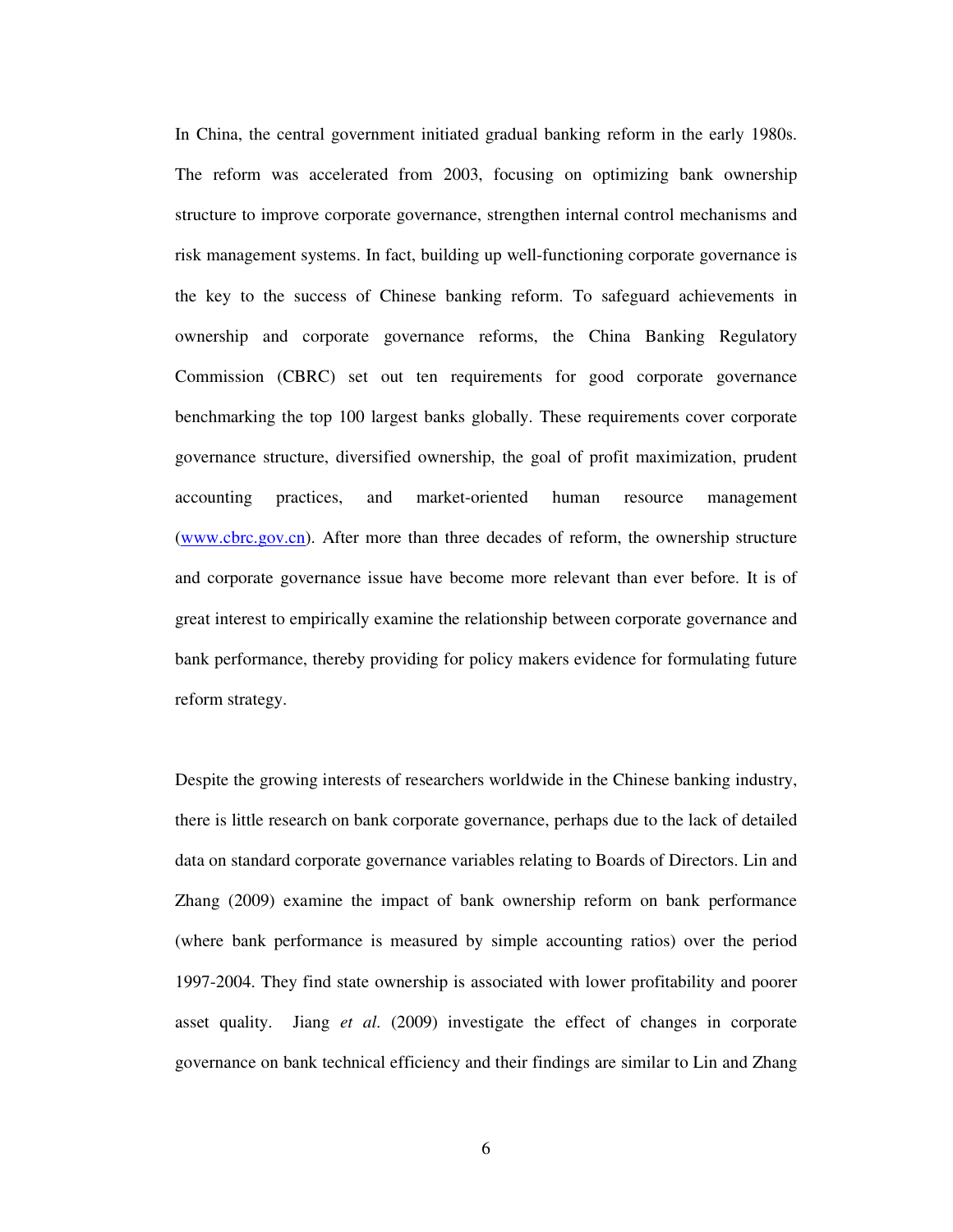In China, the central government initiated gradual banking reform in the early 1980s. The reform was accelerated from 2003, focusing on optimizing bank ownership structure to improve corporate governance, strengthen internal control mechanisms and risk management systems. In fact, building up well-functioning corporate governance is the key to the success of Chinese banking reform. To safeguard achievements in ownership and corporate governance reforms, the China Banking Regulatory Commission (CBRC) set out ten requirements for good corporate governance benchmarking the top 100 largest banks globally. These requirements cover corporate governance structure, diversified ownership, the goal of profit maximization, prudent accounting practices, and market-oriented human resource management ([www.cbrc.gov.cn](www.cbrc.gov.cn)). After more than three decades of reform, the ownership structure and corporate governance issue have become more relevant than ever before. It is of great interest to empirically examine the relationship between corporate governance and bank performance, thereby providing for policy makers evidence for formulating future reform strategy.

Despite the growing interests of researchers worldwide in the Chinese banking industry, there is little research on bank corporate governance, perhaps due to the lack of detailed data on standard corporate governance variables relating to Boards of Directors. Lin and Zhang (2009) examine the impact of bank ownership reform on bank performance (where bank performance is measured by simple accounting ratios) over the period 1997-2004. They find state ownership is associated with lower profitability and poorer asset quality. Jiang *et al.* (2009) investigate the effect of changes in corporate governance on bank technical efficiency and their findings are similar to Lin and Zhang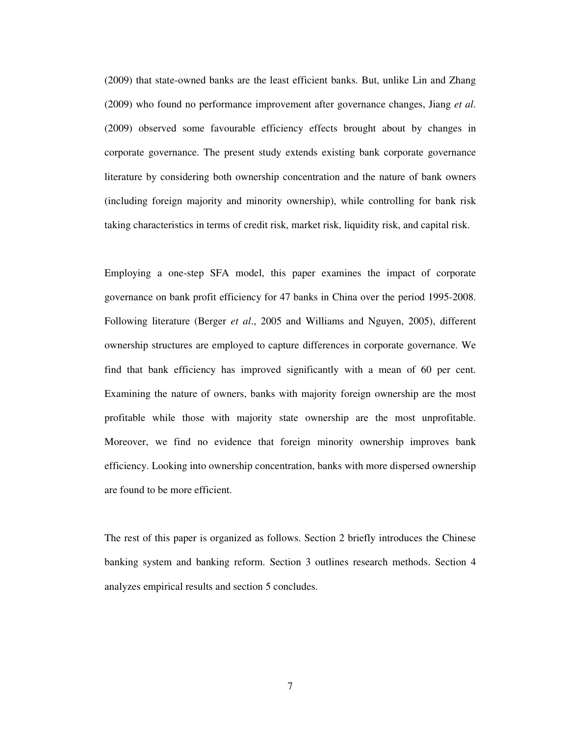(2009) that state-owned banks are the least efficient banks. But, unlike Lin and Zhang (2009) who found no performance improvement after governance changes, Jiang *et al*. (2009) observed some favourable efficiency effects brought about by changes in corporate governance. The present study extends existing bank corporate governance literature by considering both ownership concentration and the nature of bank owners (including foreign majority and minority ownership), while controlling for bank risk taking characteristics in terms of credit risk, market risk, liquidity risk, and capital risk.

Employing a one-step SFA model, this paper examines the impact of corporate governance on bank profit efficiency for 47 banks in China over the period 1995-2008. Following literature (Berger *et al*., 2005 and Williams and Nguyen, 2005), different ownership structures are employed to capture differences in corporate governance. We find that bank efficiency has improved significantly with a mean of 60 per cent. Examining the nature of owners, banks with majority foreign ownership are the most profitable while those with majority state ownership are the most unprofitable. Moreover, we find no evidence that foreign minority ownership improves bank efficiency. Looking into ownership concentration, banks with more dispersed ownership are found to be more efficient.

The rest of this paper is organized as follows. Section 2 briefly introduces the Chinese banking system and banking reform. Section 3 outlines research methods. Section 4 analyzes empirical results and section 5 concludes.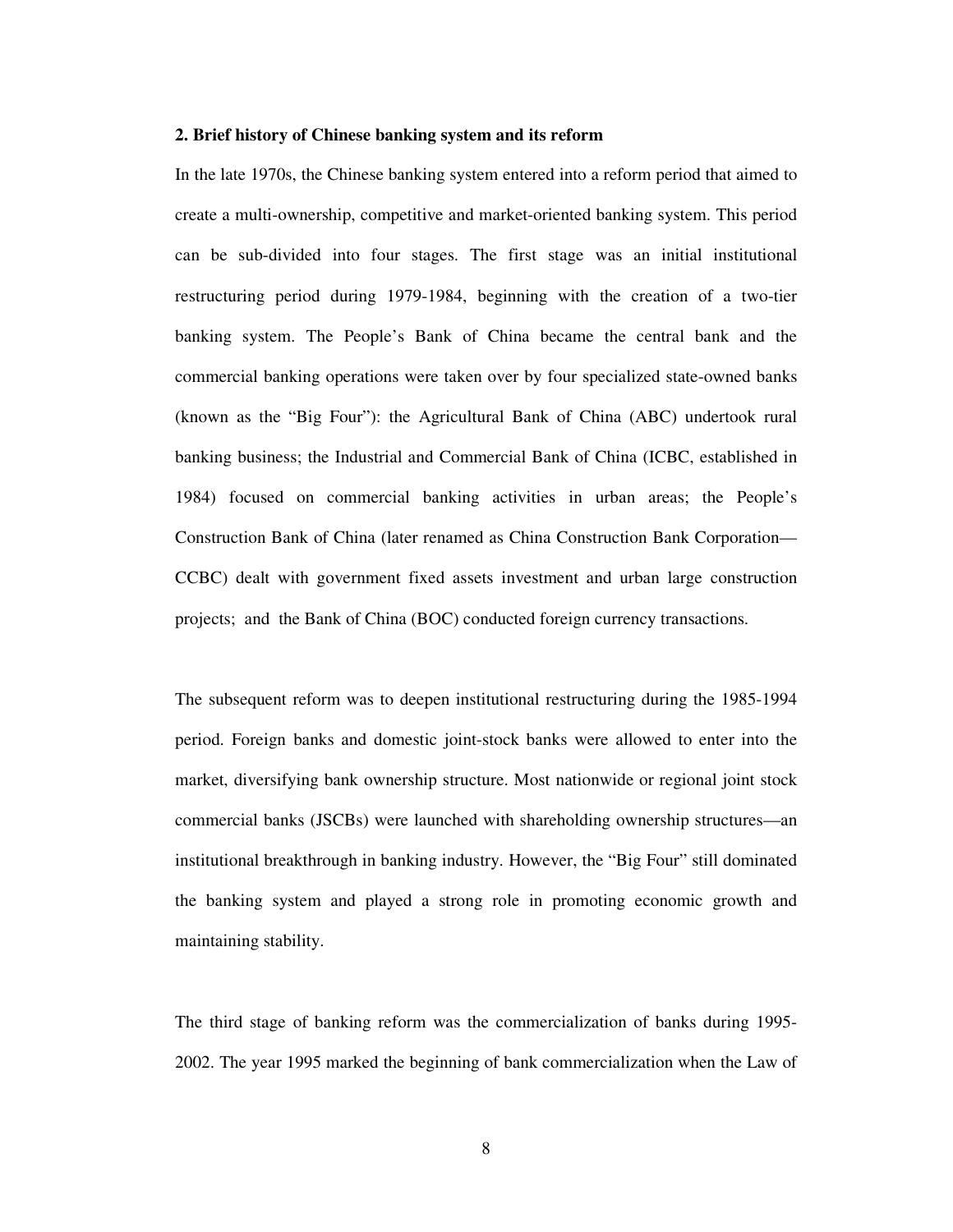## 2. Brief history of Chinese banking system and its reform

In the late 1970s, the Chinese banking system entered into a reform period that aimed to create a multi-ownership, competitive and market-oriented banking system. This period can be sub-divided into four stages. The first stage was an initial institutional restructuring period during 1979-1984, beginning with the creation of a two-tier banking system. The People's Bank of China became the central bank and the commercial banking operations were taken over by four specialized state-owned banks (known as the "Big Four"): the Agricultural Bank of China (ABC) undertook rural banking business; the Industrial and Commercial Bank of China (ICBC, established in 1984) focused on commercial banking activities in urban areas; the People's Construction Bank of China (later renamed as China Construction Bank Corporation—CCBC) dealt with government fixed assets investment and urban large construction projects; and the Bank of China (BOC) conducted foreign currency transactions.

The subsequent reform was to deepen institutional restructuring during the 1985-1994 period. Foreign banks and domestic joint-stock banks were allowed to enter into the market, diversifying bank ownership structure. Most nationwide or regional joint stock commercial banks (JSCBs) were launched with shareholding ownership structures—an institutional breakthrough in banking industry. However, the "Big Four" still dominated the banking system and played a strong role in promoting economic growth and maintaining stability.

The third stage of banking reform was the commercialization of banks during 1995-2002. The year 1995 marked the beginning of bank commercialization when the Law of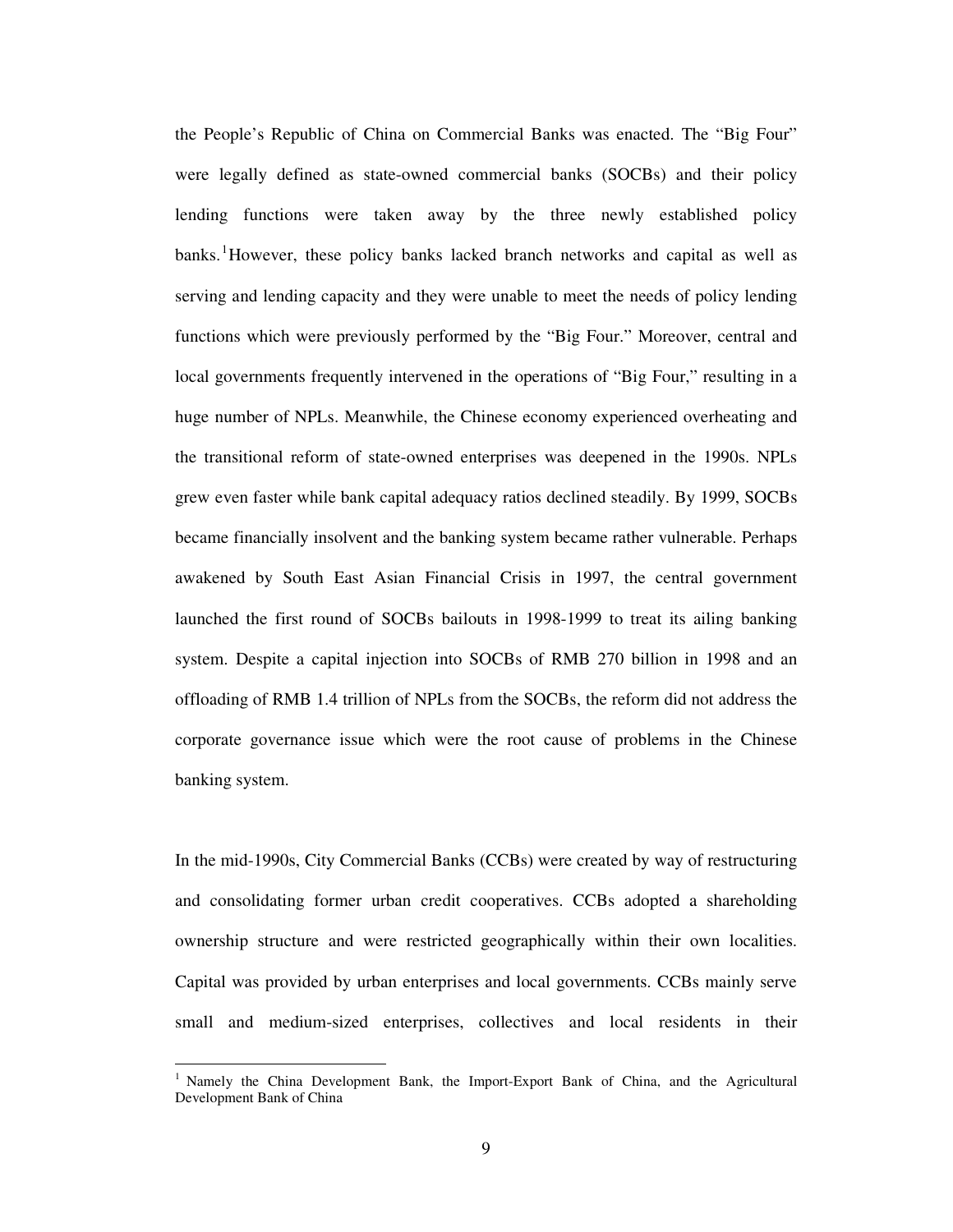the People's Republic of China on Commercial Banks was enacted. The "Big Four" were legally defined as state-owned commercial banks (SOCBs) and their policy lending functions were taken away by the three newly established policy banks.[1]However, these policy banks lacked branch networks and capital as well as serving and lending capacity and they were unable to meet the needs of policy lending functions which were previously performed by the "Big Four." Moreover, central and local governments frequently intervened in the operations of "Big Four," resulting in a huge number of NPLs. Meanwhile, the Chinese economy experienced overheating and the transitional reform of state-owned enterprises was deepened in the 1990s. NPLs grew even faster while bank capital adequacy ratios declined steadily. By 1999, SOCBs became financially insolvent and the banking system became rather vulnerable. Perhaps awakened by South East Asian Financial Crisis in 1997, the central government launched the first round of SOCBs bailouts in 1998-1999 to treat its ailing banking system. Despite a capital injection into SOCBs of RMB 270 billion in 1998 and an offloading of RMB 1.4 trillion of NPLs from the SOCBs, the reform did not address the corporate governance issue which were the root cause of problems in the Chinese banking system.

In the mid-1990s, City Commercial Banks (CCBs) were created by way of restructuring and consolidating former urban credit cooperatives. CCBs adopted a shareholding ownership structure and were restricted geographically within their own localities. Capital was provided by urban enterprises and local governments. CCBs mainly serve small and medium-sized enterprises, collectives and local residents in their

---

[1] Namely the China Development Bank, the Import-Export Bank of China, and the Agricultural Development Bank of China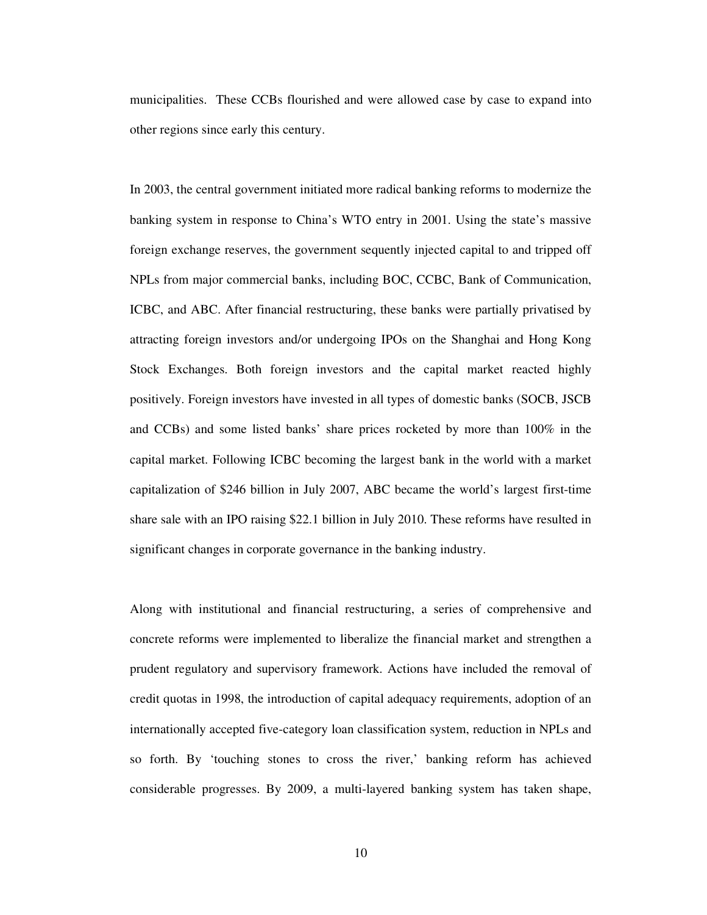municipalities. These CCBs flourished and were allowed case by case to expand into other regions since early this century.

In 2003, the central government initiated more radical banking reforms to modernize the banking system in response to China's WTO entry in 2001. Using the state's massive foreign exchange reserves, the government sequently injected capital to and tripped off NPLs from major commercial banks, including BOC, CCBC, Bank of Communication, ICBC, and ABC. After financial restructuring, these banks were partially privatised by attracting foreign investors and/or undergoing IPOs on the Shanghai and Hong Kong Stock Exchanges. Both foreign investors and the capital market reacted highly positively. Foreign investors have invested in all types of domestic banks (SOCB, JSCB and CCBs) and some listed banks' share prices rocketed by more than 100% in the capital market. Following ICBC becoming the largest bank in the world with a market capitalization of $246 billion in July 2007, ABC became the world's largest first-time share sale with an IPO raising $22.1 billion in July 2010. These reforms have resulted in significant changes in corporate governance in the banking industry.

Along with institutional and financial restructuring, a series of comprehensive and concrete reforms were implemented to liberalize the financial market and strengthen a prudent regulatory and supervisory framework. Actions have included the removal of credit quotas in 1998, the introduction of capital adequacy requirements, adoption of an internationally accepted five-category loan classification system, reduction in NPLs and so forth. By 'touching stones to cross the river,' banking reform has achieved considerable progresses. By 2009, a multi-layered banking system has taken shape,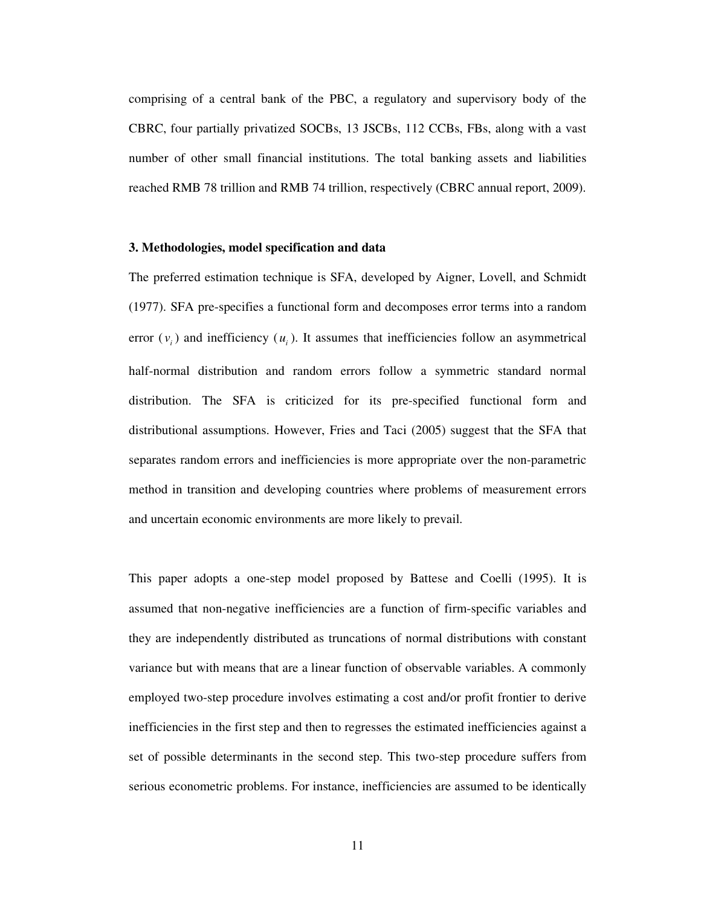comprising of a central bank of the PBC, a regulatory and supervisory body of the CBRC, four partially privatized SOCBs, 13 JSCBs, 112 CCBs, FBs, along with a vast number of other small financial institutions. The total banking assets and liabilities reached RMB 78 trillion and RMB 74 trillion, respectively (CBRC annual report, 2009).

### 3. Methodologies, model specification and data

The preferred estimation technique is SFA, developed by Aigner, Lovell, and Schmidt (1977). SFA pre-specifies a functional form and decomposes error terms into a random error ($v_i$) and inefficiency ($u_i$). It assumes that inefficiencies follow an asymmetrical half-normal distribution and random errors follow a symmetric standard normal distribution. The SFA is criticized for its pre-specified functional form and distributional assumptions. However, Fries and Taci (2005) suggest that the SFA that separates random errors and inefficiencies is more appropriate over the non-parametric method in transition and developing countries where problems of measurement errors and uncertain economic environments are more likely to prevail.

This paper adopts a one-step model proposed by Battese and Coelli (1995). It is assumed that non-negative inefficiencies are a function of firm-specific variables and they are independently distributed as truncations of normal distributions with constant variance but with means that are a linear function of observable variables. A commonly employed two-step procedure involves estimating a cost and/or profit frontier to derive inefficiencies in the first step and then to regresses the estimated inefficiencies against a set of possible determinants in the second step. This two-step procedure suffers from serious econometric problems. For instance, inefficiencies are assumed to be identically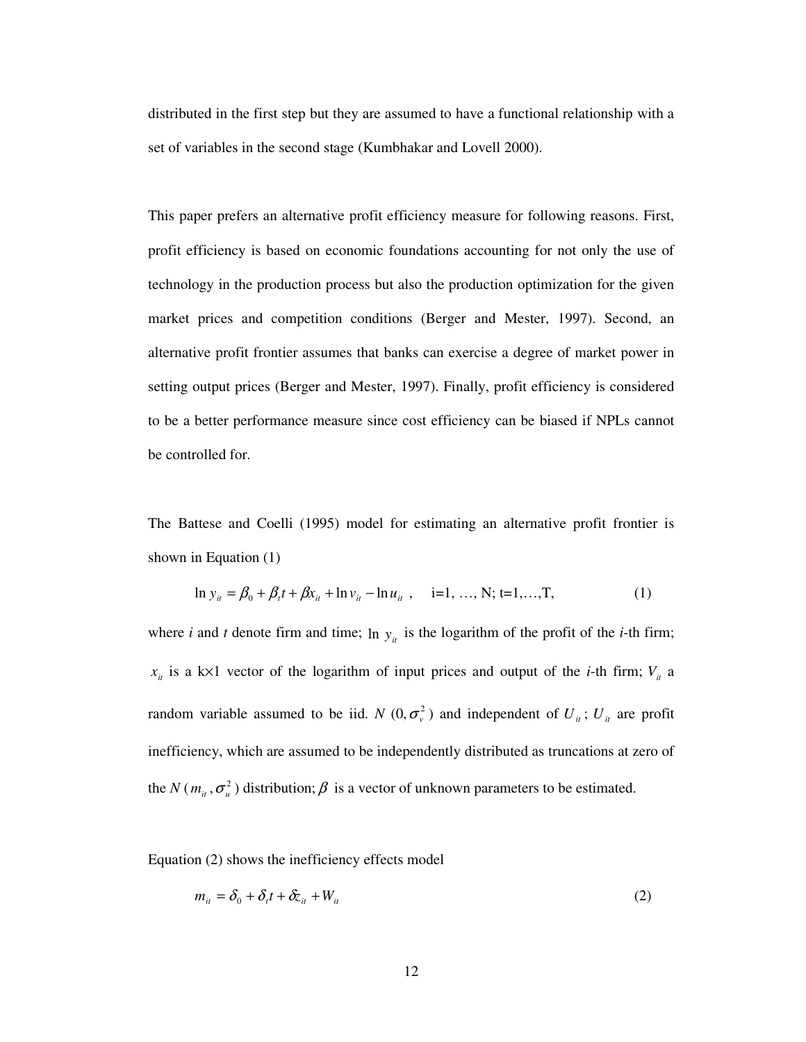distributed in the first step but they are assumed to have a functional relationship with a set of variables in the second stage (Kumbhakar and Lovell 2000).

This paper prefers an alternative profit efficiency measure for following reasons. First, profit efficiency is based on economic foundations accounting for not only the use of technology in the production process but also the production optimization for the given market prices and competition conditions (Berger and Mester, 1997). Second, an alternative profit frontier assumes that banks can exercise a degree of market power in setting output prices (Berger and Mester, 1997). Finally, profit efficiency is considered to be a better performance measure since cost efficiency can be biased if NPLs cannot be controlled for.

The Battese and Coelli (1995) model for estimating an alternative profit frontier is shown in Equation (1)

$$\ln y_{it} = \beta_0 + \beta_t t + \beta x_{it} + \ln v_{it} - \ln u_{it} \ , \quad \text{i=1, …, N; t=1,…,T,} \tag{1}$$

where *i* and *t* denote firm and time; $\ln\, y_{it}$ is the logarithm of the profit of the *i*-th firm; $x_{it}$ is a k×1 vector of the logarithm of input prices and output of the *i*-th firm; $V_{it}$ a random variable assumed to be iid. $N\ (0, \sigma_v^2)$ and independent of $U_{it}$; $U_{it}$ are profit inefficiency, which are assumed to be independently distributed as truncations at zero of the $N\ (m_{it}, \sigma_u^2)$ distribution; $\beta$ is a vector of unknown parameters to be estimated.

Equation (2) shows the inefficiency effects model

$$m_{it} = \delta_0 + \delta_t t + \delta z_{it} + W_{it} \tag{2}$$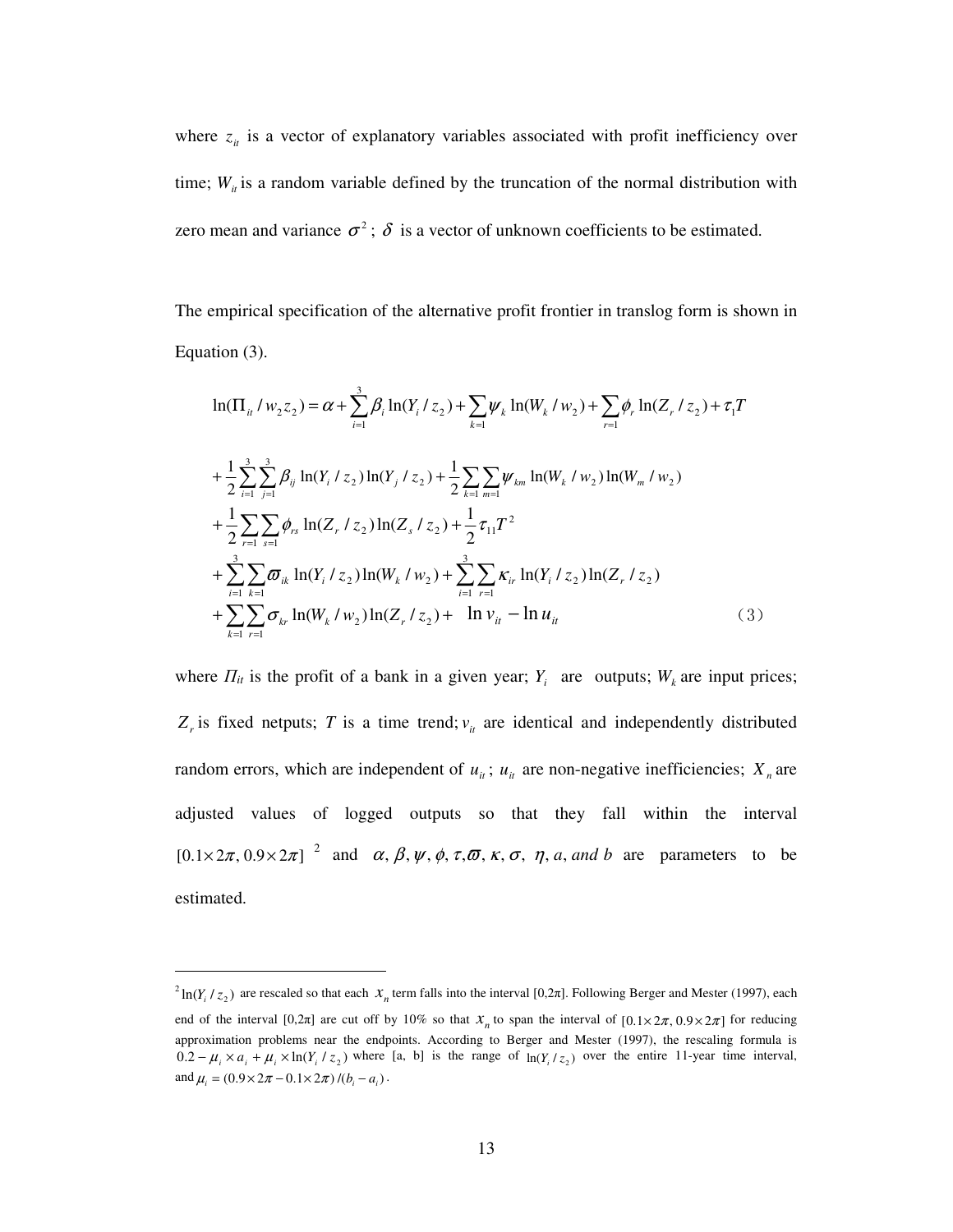where $z_{it}$ is a vector of explanatory variables associated with profit inefficiency over time; $W_{it}$ is a random variable defined by the truncation of the normal distribution with zero mean and variance $\sigma^2$ ; $\delta$ is a vector of unknown coefficients to be estimated.

The empirical specification of the alternative profit frontier in translog form is shown in Equation (3).

$$
\begin{aligned}
\ln(\Pi_{it} / w_2 z_2) &= \alpha + \sum_{i=1}^{3} \beta_i \ln(Y_i / z_2) + \sum_{k=1} \psi_k \ln(W_k / w_2) + \sum_{r=1} \phi_r \ln(Z_r / z_2) + \tau_1 T \\
&+ \frac{1}{2} \sum_{i=1}^{3} \sum_{j=1}^{3} \beta_{ij} \ln(Y_i / z_2) \ln(Y_j / z_2) + \frac{1}{2} \sum_{k=1} \sum_{m=1} \psi_{km} \ln(W_k / w_2) \ln(W_m / w_2) \\
&+ \frac{1}{2} \sum_{r=1} \sum_{s=1} \phi_{rs} \ln(Z_r / z_2) \ln(Z_s / z_2) + \frac{1}{2} \tau_{11} T^2 \\
&+ \sum_{i=1}^{3} \sum_{k=1} \varpi_{ik} \ln(Y_i / z_2) \ln(W_k / w_2) + \sum_{i=1}^{3} \sum_{r=1} \kappa_{ir} \ln(Y_i / z_2) \ln(Z_r / z_2) \\
&+ \sum_{k=1} \sum_{r=1} \sigma_{kr} \ln(W_k / w_2) \ln(Z_r / z_2) + \ln v_{it} - \ln u_{it} \qquad (3)
\end{aligned}
$$

where $\Pi_{it}$ is the profit of a bank in a given year; $Y_i$ are outputs; $W_k$ are input prices; $Z_r$ is fixed netputs; $T$ is a time trend; $v_{it}$ are identical and independently distributed random errors, which are independent of $u_{it}$ ; $u_{it}$ are non-negative inefficiencies; $X_n$ are adjusted values of logged outputs so that they fall within the interval $[0.1\times 2\pi, 0.9\times 2\pi]$ [2] and $\alpha, \beta, \psi, \phi, \tau, \varpi, \kappa, \sigma, \eta, a, and\ b$ are parameters to be estimated.

---

[2] $\ln(Y_i / z_2)$ are rescaled so that each $x_n$ term falls into the interval [0,2π]. Following Berger and Mester (1997), each end of the interval [0,2π] are cut off by 10% so that $x_n$ to span the interval of $[0.1\times 2\pi, 0.9\times 2\pi]$ for reducing approximation problems near the endpoints. According to Berger and Mester (1997), the rescaling formula is $0.2 - \mu_i \times a_i + \mu_i \times \ln(Y_i / z_2)$ where [a, b] is the range of $\ln(Y_i / z_2)$ over the entire 11-year time interval, and $\mu_i = (0.9\times 2\pi - 0.1\times 2\pi)/(b_i - a_i)$.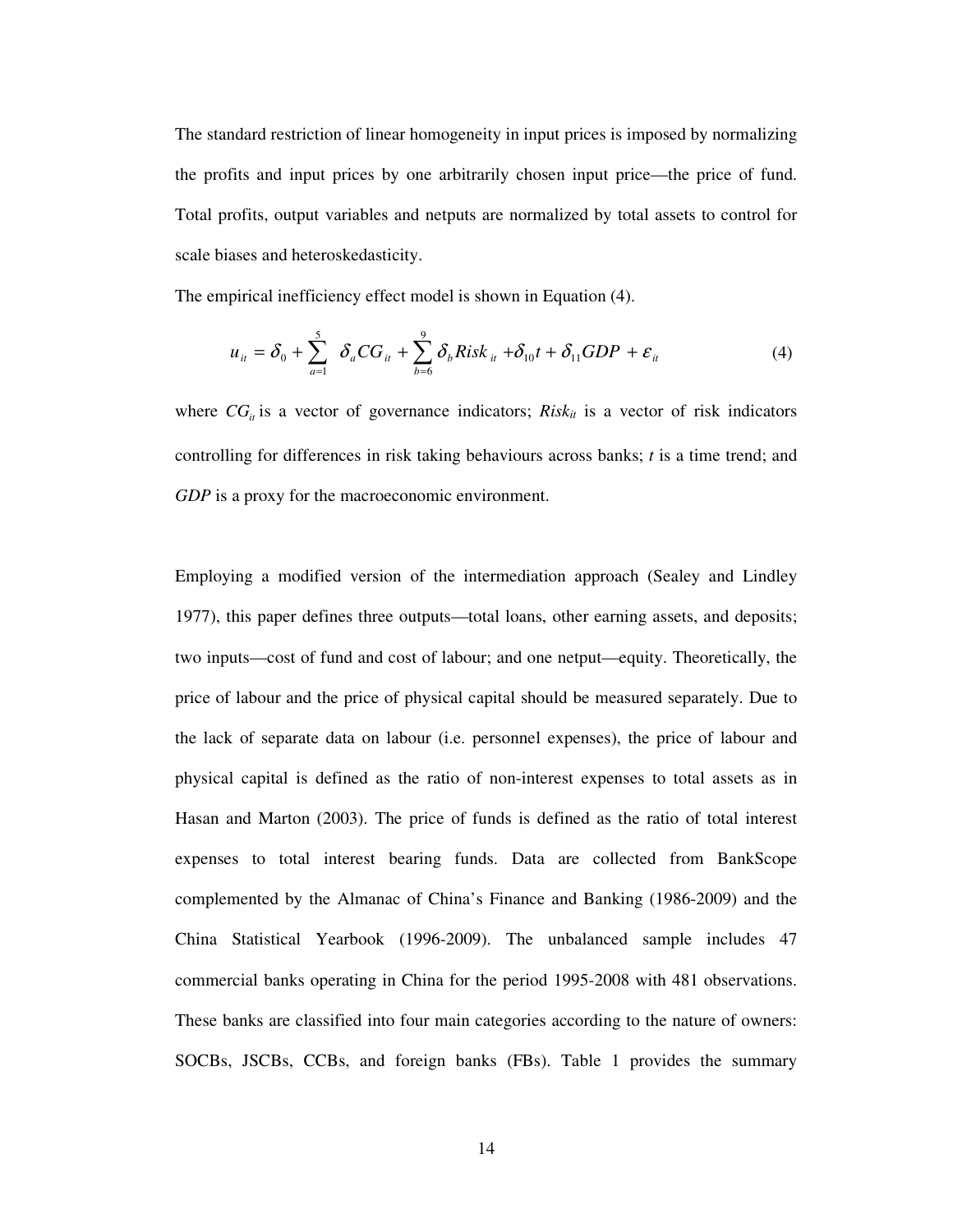The standard restriction of linear homogeneity in input prices is imposed by normalizing the profits and input prices by one arbitrarily chosen input price—the price of fund. Total profits, output variables and netputs are normalized by total assets to control for scale biases and heteroskedasticity.

The empirical inefficiency effect model is shown in Equation (4).

$$u_{it} = \delta_0 + \sum_{a=1}^{5} \delta_a CG_{it} + \sum_{b=6}^{9} \delta_b Risk_{it} + \delta_{10} t + \delta_{11} GDP + \varepsilon_{it} \tag{4}$$

where $CG_{it}$ is a vector of governance indicators; $Risk_{it}$ is a vector of risk indicators controlling for differences in risk taking behaviours across banks; $t$ is a time trend; and $GDP$ is a proxy for the macroeconomic environment.

Employing a modified version of the intermediation approach (Sealey and Lindley 1977), this paper defines three outputs—total loans, other earning assets, and deposits; two inputs—cost of fund and cost of labour; and one netput—equity. Theoretically, the price of labour and the price of physical capital should be measured separately. Due to the lack of separate data on labour (i.e. personnel expenses), the price of labour and physical capital is defined as the ratio of non-interest expenses to total assets as in Hasan and Marton (2003). The price of funds is defined as the ratio of total interest expenses to total interest bearing funds. Data are collected from BankScope complemented by the Almanac of China's Finance and Banking (1986-2009) and the China Statistical Yearbook (1996-2009). The unbalanced sample includes 47 commercial banks operating in China for the period 1995-2008 with 481 observations. These banks are classified into four main categories according to the nature of owners: SOCBs, JSCBs, CCBs, and foreign banks (FBs). Table 1 provides the summary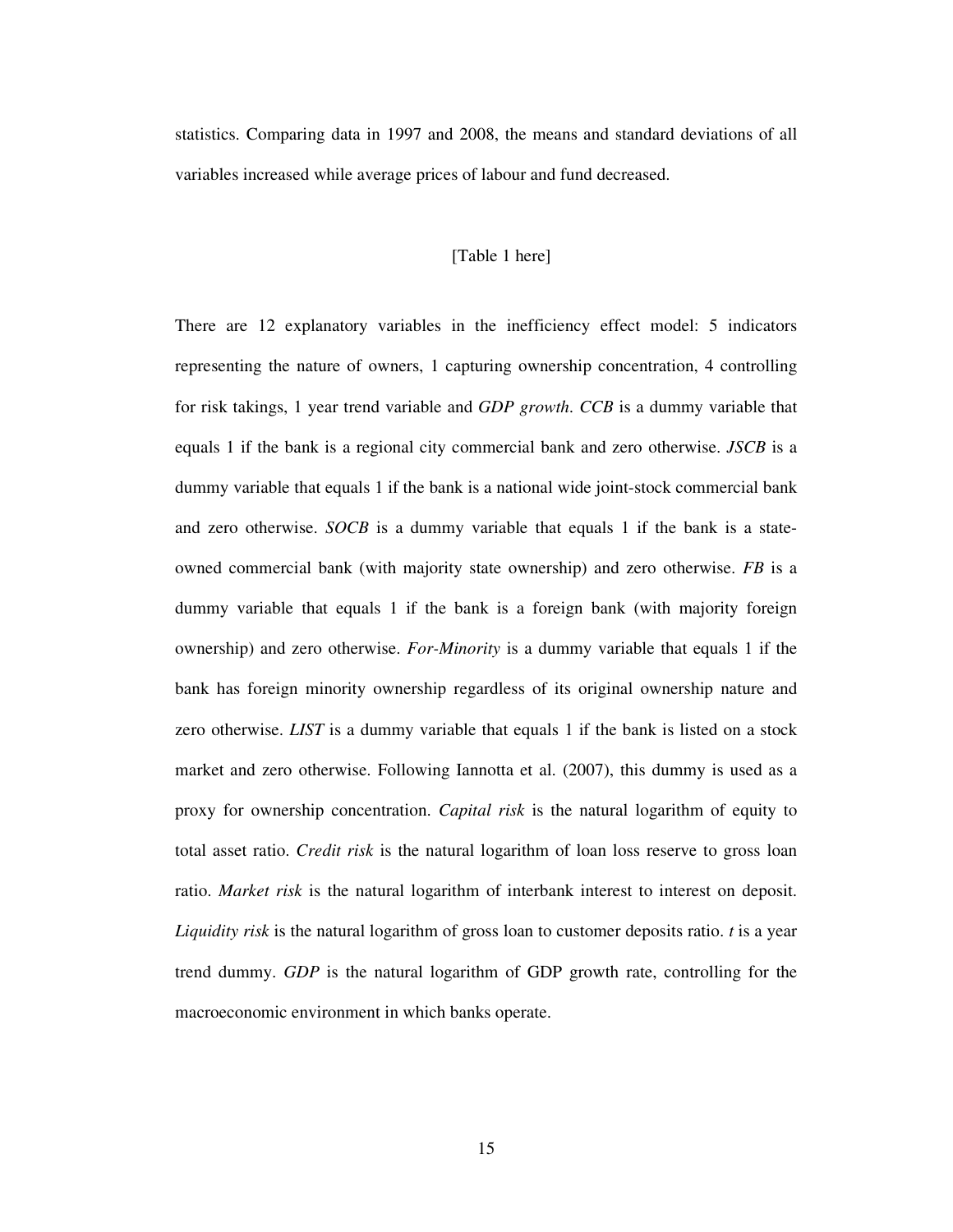statistics. Comparing data in 1997 and 2008, the means and standard deviations of all variables increased while average prices of labour and fund decreased.

[Table 1 here]

There are 12 explanatory variables in the inefficiency effect model: 5 indicators representing the nature of owners, 1 capturing ownership concentration, 4 controlling for risk takings, 1 year trend variable and *GDP growth*. *CCB* is a dummy variable that equals 1 if the bank is a regional city commercial bank and zero otherwise. *JSCB* is a dummy variable that equals 1 if the bank is a national wide joint-stock commercial bank and zero otherwise. *SOCB* is a dummy variable that equals 1 if the bank is a state-owned commercial bank (with majority state ownership) and zero otherwise. *FB* is a dummy variable that equals 1 if the bank is a foreign bank (with majority foreign ownership) and zero otherwise. *For-Minority* is a dummy variable that equals 1 if the bank has foreign minority ownership regardless of its original ownership nature and zero otherwise. *LIST* is a dummy variable that equals 1 if the bank is listed on a stock market and zero otherwise. Following Iannotta et al. (2007), this dummy is used as a proxy for ownership concentration. *Capital risk* is the natural logarithm of equity to total asset ratio. *Credit risk* is the natural logarithm of loan loss reserve to gross loan ratio. *Market risk* is the natural logarithm of interbank interest to interest on deposit. *Liquidity risk* is the natural logarithm of gross loan to customer deposits ratio. *t* is a year trend dummy. *GDP* is the natural logarithm of GDP growth rate, controlling for the macroeconomic environment in which banks operate.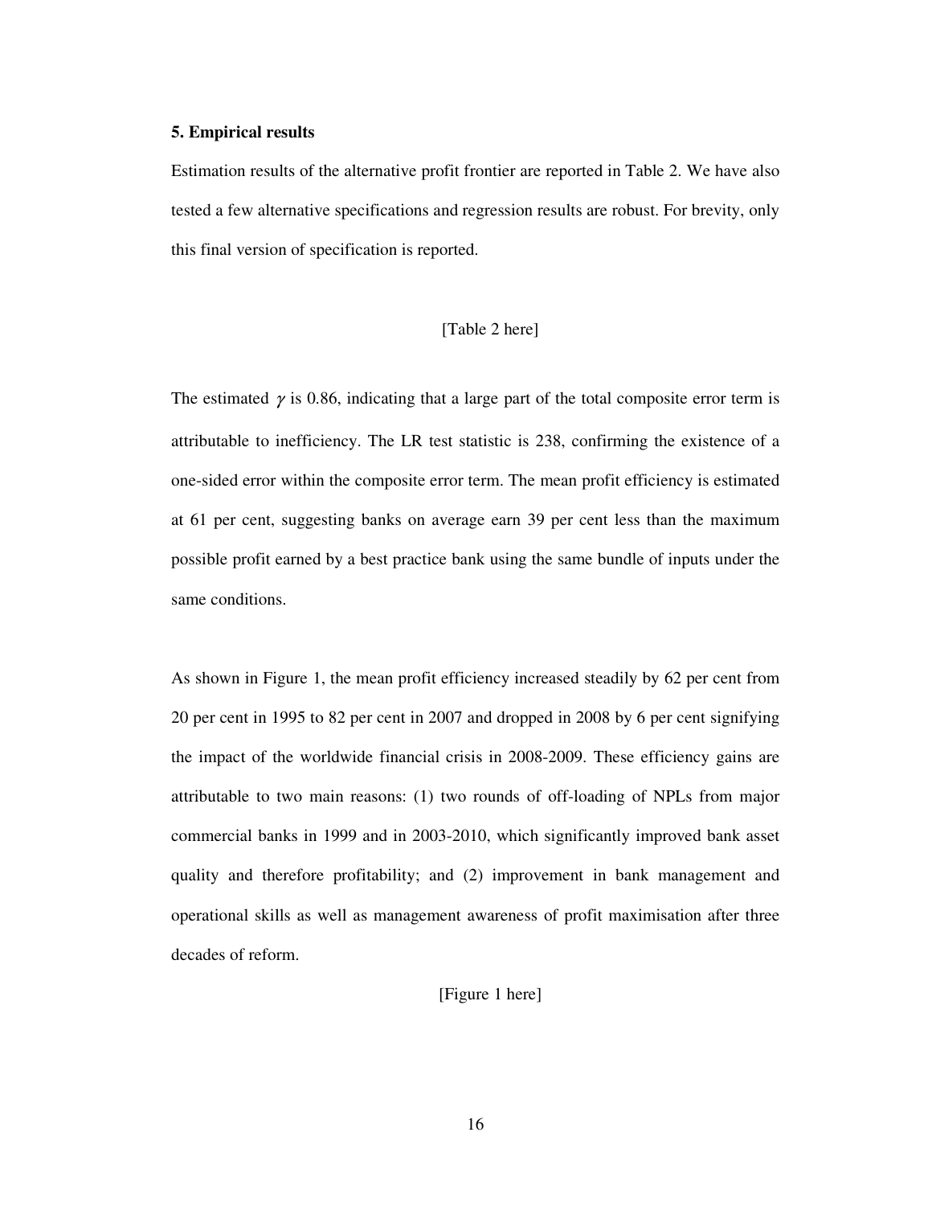### 5. Empirical results

Estimation results of the alternative profit frontier are reported in Table 2. We have also tested a few alternative specifications and regression results are robust. For brevity, only this final version of specification is reported.

[Table 2 here]

The estimated $\gamma$ is 0.86, indicating that a large part of the total composite error term is attributable to inefficiency. The LR test statistic is 238, confirming the existence of a one-sided error within the composite error term. The mean profit efficiency is estimated at 61 per cent, suggesting banks on average earn 39 per cent less than the maximum possible profit earned by a best practice bank using the same bundle of inputs under the same conditions.

As shown in Figure 1, the mean profit efficiency increased steadily by 62 per cent from 20 per cent in 1995 to 82 per cent in 2007 and dropped in 2008 by 6 per cent signifying the impact of the worldwide financial crisis in 2008-2009. These efficiency gains are attributable to two main reasons: (1) two rounds of off-loading of NPLs from major commercial banks in 1999 and in 2003-2010, which significantly improved bank asset quality and therefore profitability; and (2) improvement in bank management and operational skills as well as management awareness of profit maximisation after three decades of reform.

[Figure 1 here]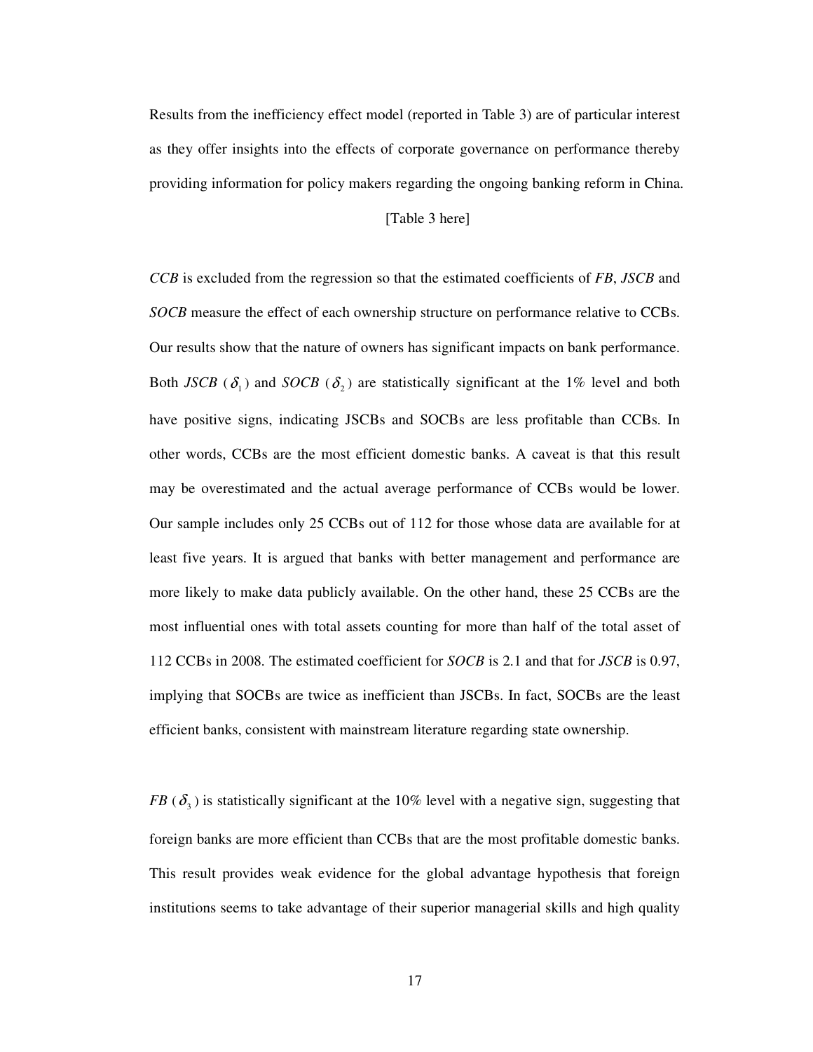Results from the inefficiency effect model (reported in Table 3) are of particular interest as they offer insights into the effects of corporate governance on performance thereby providing information for policy makers regarding the ongoing banking reform in China.

[Table 3 here]

*CCB* is excluded from the regression so that the estimated coefficients of *FB*, *JSCB* and *SOCB* measure the effect of each ownership structure on performance relative to CCBs. Our results show that the nature of owners has significant impacts on bank performance. Both *JSCB* ($\delta_1$) and *SOCB* ($\delta_2$) are statistically significant at the 1% level and both have positive signs, indicating JSCBs and SOCBs are less profitable than CCBs. In other words, CCBs are the most efficient domestic banks. A caveat is that this result may be overestimated and the actual average performance of CCBs would be lower. Our sample includes only 25 CCBs out of 112 for those whose data are available for at least five years. It is argued that banks with better management and performance are more likely to make data publicly available. On the other hand, these 25 CCBs are the most influential ones with total assets counting for more than half of the total asset of 112 CCBs in 2008. The estimated coefficient for *SOCB* is 2.1 and that for *JSCB* is 0.97, implying that SOCBs are twice as inefficient than JSCBs. In fact, SOCBs are the least efficient banks, consistent with mainstream literature regarding state ownership.

*FB* ($\delta_3$) is statistically significant at the 10% level with a negative sign, suggesting that foreign banks are more efficient than CCBs that are the most profitable domestic banks. This result provides weak evidence for the global advantage hypothesis that foreign institutions seems to take advantage of their superior managerial skills and high quality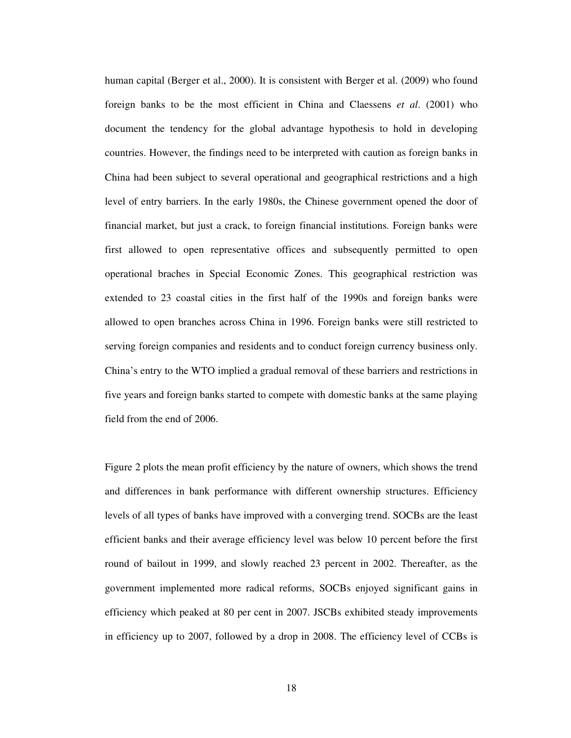human capital (Berger et al., 2000). It is consistent with Berger et al. (2009) who found foreign banks to be the most efficient in China and Claessens *et al*. (2001) who document the tendency for the global advantage hypothesis to hold in developing countries. However, the findings need to be interpreted with caution as foreign banks in China had been subject to several operational and geographical restrictions and a high level of entry barriers. In the early 1980s, the Chinese government opened the door of financial market, but just a crack, to foreign financial institutions. Foreign banks were first allowed to open representative offices and subsequently permitted to open operational braches in Special Economic Zones. This geographical restriction was extended to 23 coastal cities in the first half of the 1990s and foreign banks were allowed to open branches across China in 1996. Foreign banks were still restricted to serving foreign companies and residents and to conduct foreign currency business only. China's entry to the WTO implied a gradual removal of these barriers and restrictions in five years and foreign banks started to compete with domestic banks at the same playing field from the end of 2006.

Figure 2 plots the mean profit efficiency by the nature of owners, which shows the trend and differences in bank performance with different ownership structures. Efficiency levels of all types of banks have improved with a converging trend. SOCBs are the least efficient banks and their average efficiency level was below 10 percent before the first round of bailout in 1999, and slowly reached 23 percent in 2002. Thereafter, as the government implemented more radical reforms, SOCBs enjoyed significant gains in efficiency which peaked at 80 per cent in 2007. JSCBs exhibited steady improvements in efficiency up to 2007, followed by a drop in 2008. The efficiency level of CCBs is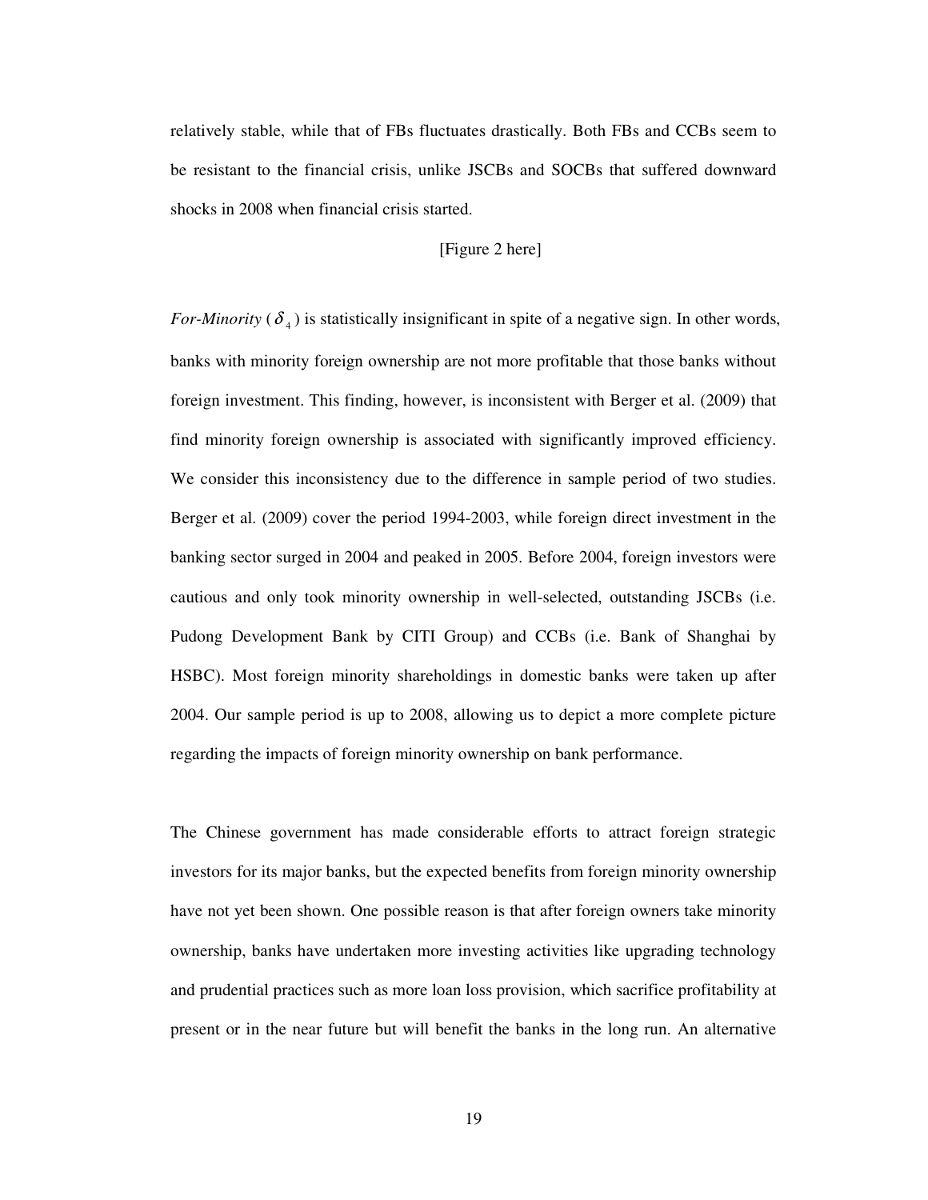relatively stable, while that of FBs fluctuates drastically. Both FBs and CCBs seem to be resistant to the financial crisis, unlike JSCBs and SOCBs that suffered downward shocks in 2008 when financial crisis started.

[Figure 2 here]

*For-Minority* ($\delta_4$) is statistically insignificant in spite of a negative sign. In other words, banks with minority foreign ownership are not more profitable that those banks without foreign investment. This finding, however, is inconsistent with Berger et al. (2009) that find minority foreign ownership is associated with significantly improved efficiency. We consider this inconsistency due to the difference in sample period of two studies. Berger et al. (2009) cover the period 1994-2003, while foreign direct investment in the banking sector surged in 2004 and peaked in 2005. Before 2004, foreign investors were cautious and only took minority ownership in well-selected, outstanding JSCBs (i.e. Pudong Development Bank by CITI Group) and CCBs (i.e. Bank of Shanghai by HSBC). Most foreign minority shareholdings in domestic banks were taken up after 2004. Our sample period is up to 2008, allowing us to depict a more complete picture regarding the impacts of foreign minority ownership on bank performance.

The Chinese government has made considerable efforts to attract foreign strategic investors for its major banks, but the expected benefits from foreign minority ownership have not yet been shown. One possible reason is that after foreign owners take minority ownership, banks have undertaken more investing activities like upgrading technology and prudential practices such as more loan loss provision, which sacrifice profitability at present or in the near future but will benefit the banks in the long run. An alternative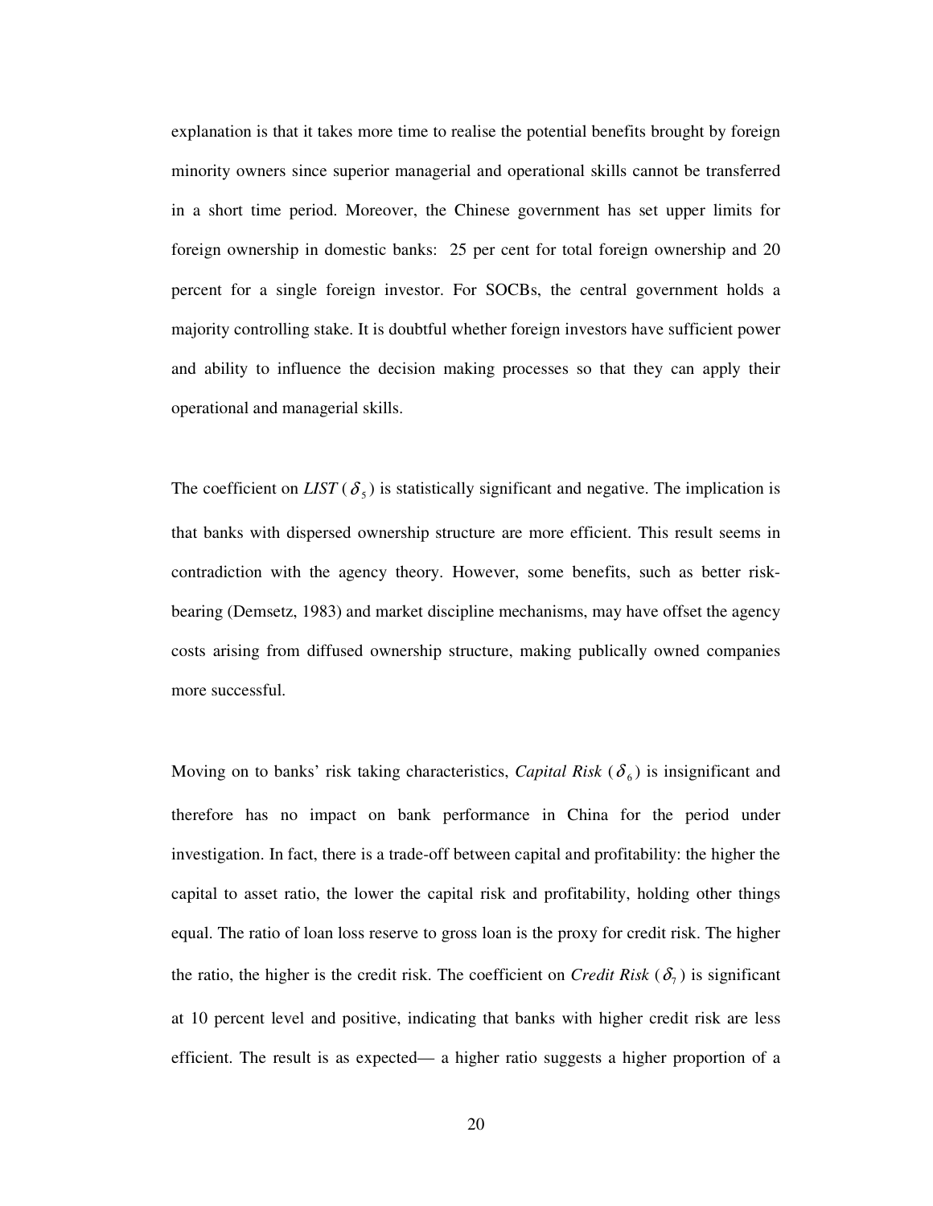explanation is that it takes more time to realise the potential benefits brought by foreign minority owners since superior managerial and operational skills cannot be transferred in a short time period. Moreover, the Chinese government has set upper limits for foreign ownership in domestic banks: 25 per cent for total foreign ownership and 20 percent for a single foreign investor. For SOCBs, the central government holds a majority controlling stake. It is doubtful whether foreign investors have sufficient power and ability to influence the decision making processes so that they can apply their operational and managerial skills.

The coefficient on *LIST* ($\delta_5$) is statistically significant and negative. The implication is that banks with dispersed ownership structure are more efficient. This result seems in contradiction with the agency theory. However, some benefits, such as better risk-bearing (Demsetz, 1983) and market discipline mechanisms, may have offset the agency costs arising from diffused ownership structure, making publically owned companies more successful.

Moving on to banks' risk taking characteristics, *Capital Risk* ($\delta_6$) is insignificant and therefore has no impact on bank performance in China for the period under investigation. In fact, there is a trade-off between capital and profitability: the higher the capital to asset ratio, the lower the capital risk and profitability, holding other things equal. The ratio of loan loss reserve to gross loan is the proxy for credit risk. The higher the ratio, the higher is the credit risk. The coefficient on *Credit Risk* ($\delta_7$) is significant at 10 percent level and positive, indicating that banks with higher credit risk are less efficient. The result is as expected— a higher ratio suggests a higher proportion of a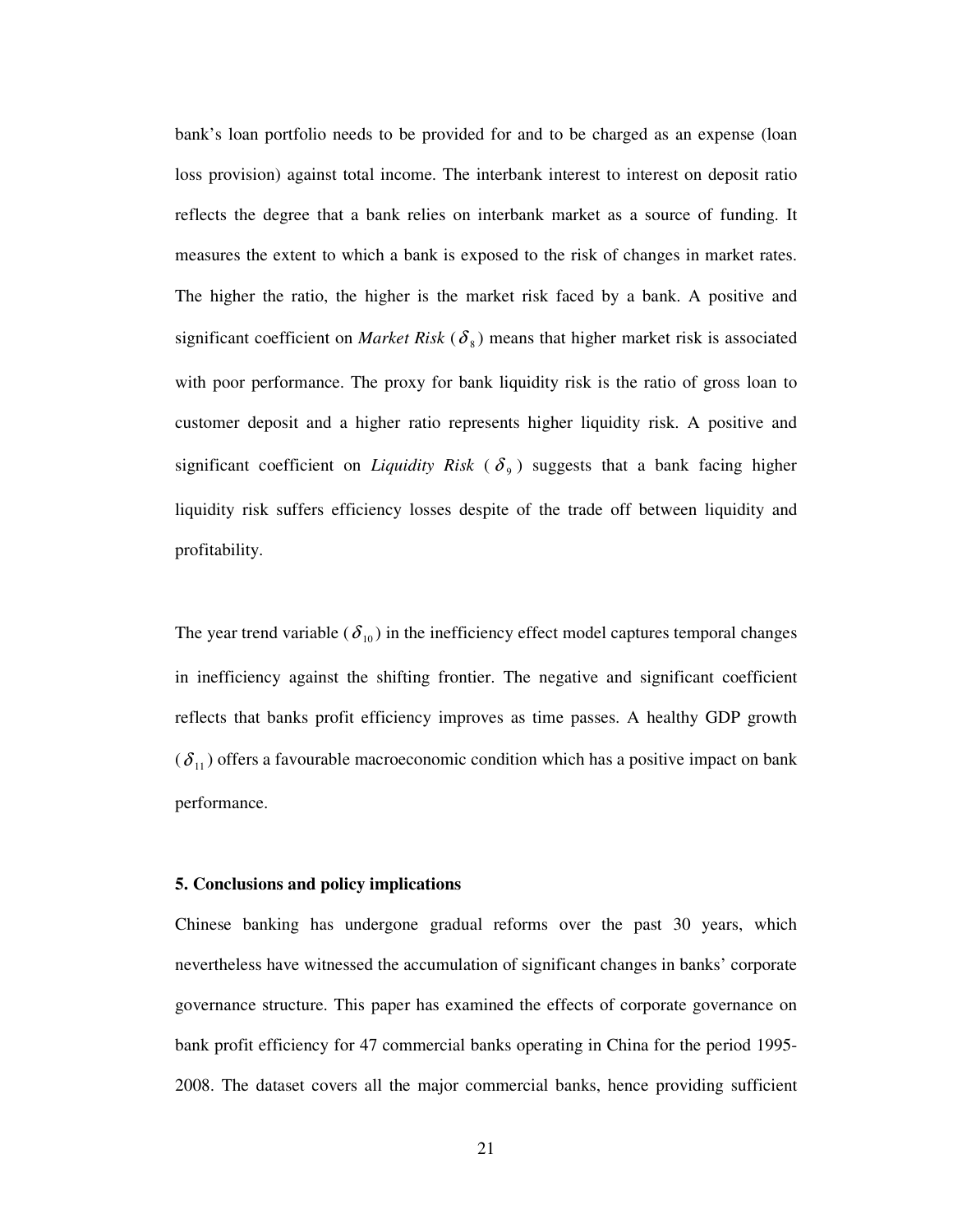bank's loan portfolio needs to be provided for and to be charged as an expense (loan loss provision) against total income. The interbank interest to interest on deposit ratio reflects the degree that a bank relies on interbank market as a source of funding. It measures the extent to which a bank is exposed to the risk of changes in market rates. The higher the ratio, the higher is the market risk faced by a bank. A positive and significant coefficient on *Market Risk* ($\delta_8$) means that higher market risk is associated with poor performance. The proxy for bank liquidity risk is the ratio of gross loan to customer deposit and a higher ratio represents higher liquidity risk. A positive and significant coefficient on *Liquidity Risk* ($\delta_9$) suggests that a bank facing higher liquidity risk suffers efficiency losses despite of the trade off between liquidity and profitability.

The year trend variable ($\delta_{10}$) in the inefficiency effect model captures temporal changes in inefficiency against the shifting frontier. The negative and significant coefficient reflects that banks profit efficiency improves as time passes. A healthy GDP growth ($\delta_{11}$) offers a favourable macroeconomic condition which has a positive impact on bank performance.

## 5. Conclusions and policy implications

Chinese banking has undergone gradual reforms over the past 30 years, which nevertheless have witnessed the accumulation of significant changes in banks' corporate governance structure. This paper has examined the effects of corporate governance on bank profit efficiency for 47 commercial banks operating in China for the period 1995-2008. The dataset covers all the major commercial banks, hence providing sufficient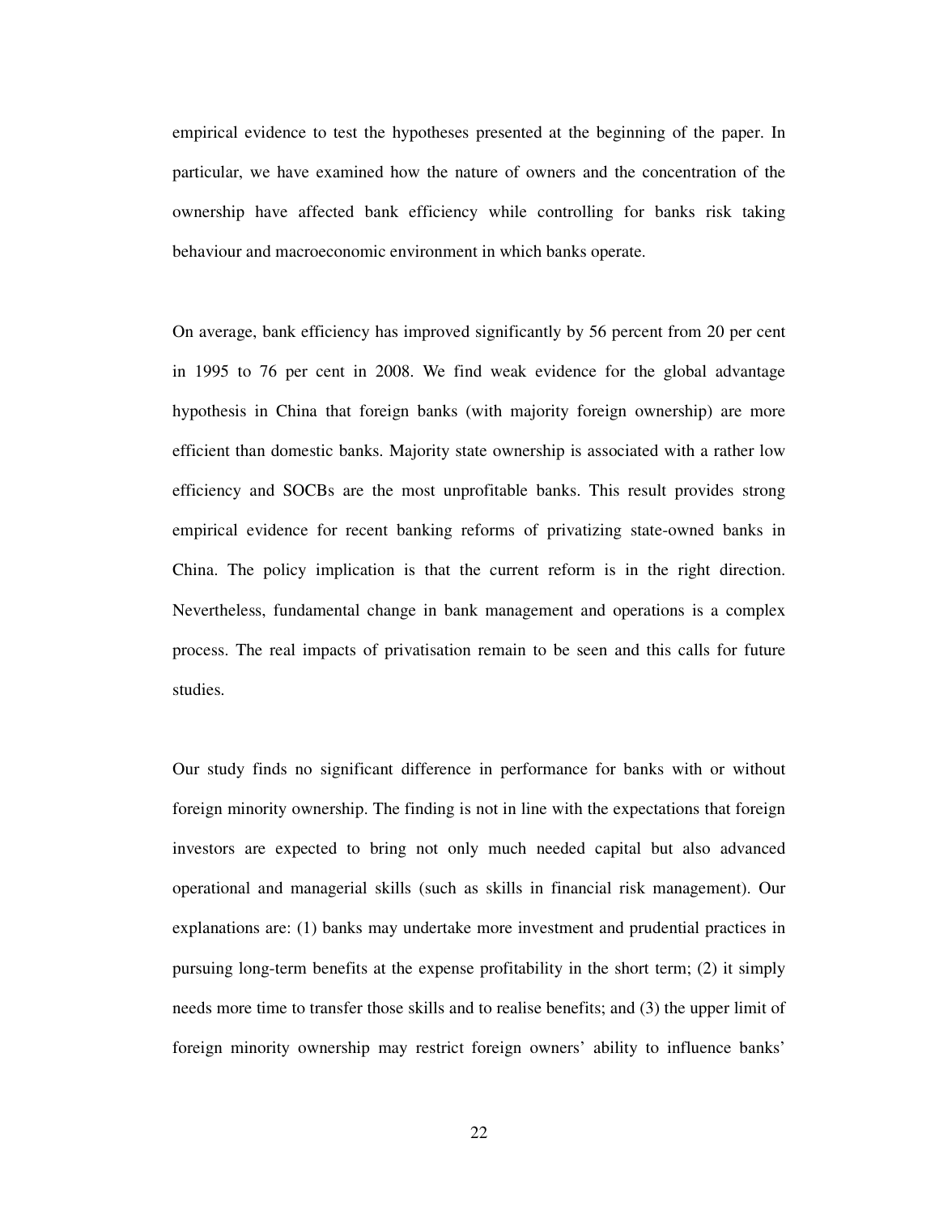empirical evidence to test the hypotheses presented at the beginning of the paper. In particular, we have examined how the nature of owners and the concentration of the ownership have affected bank efficiency while controlling for banks risk taking behaviour and macroeconomic environment in which banks operate.

On average, bank efficiency has improved significantly by 56 percent from 20 per cent in 1995 to 76 per cent in 2008. We find weak evidence for the global advantage hypothesis in China that foreign banks (with majority foreign ownership) are more efficient than domestic banks. Majority state ownership is associated with a rather low efficiency and SOCBs are the most unprofitable banks. This result provides strong empirical evidence for recent banking reforms of privatizing state-owned banks in China. The policy implication is that the current reform is in the right direction. Nevertheless, fundamental change in bank management and operations is a complex process. The real impacts of privatisation remain to be seen and this calls for future studies.

Our study finds no significant difference in performance for banks with or without foreign minority ownership. The finding is not in line with the expectations that foreign investors are expected to bring not only much needed capital but also advanced operational and managerial skills (such as skills in financial risk management). Our explanations are: (1) banks may undertake more investment and prudential practices in pursuing long-term benefits at the expense profitability in the short term; (2) it simply needs more time to transfer those skills and to realise benefits; and (3) the upper limit of foreign minority ownership may restrict foreign owners' ability to influence banks'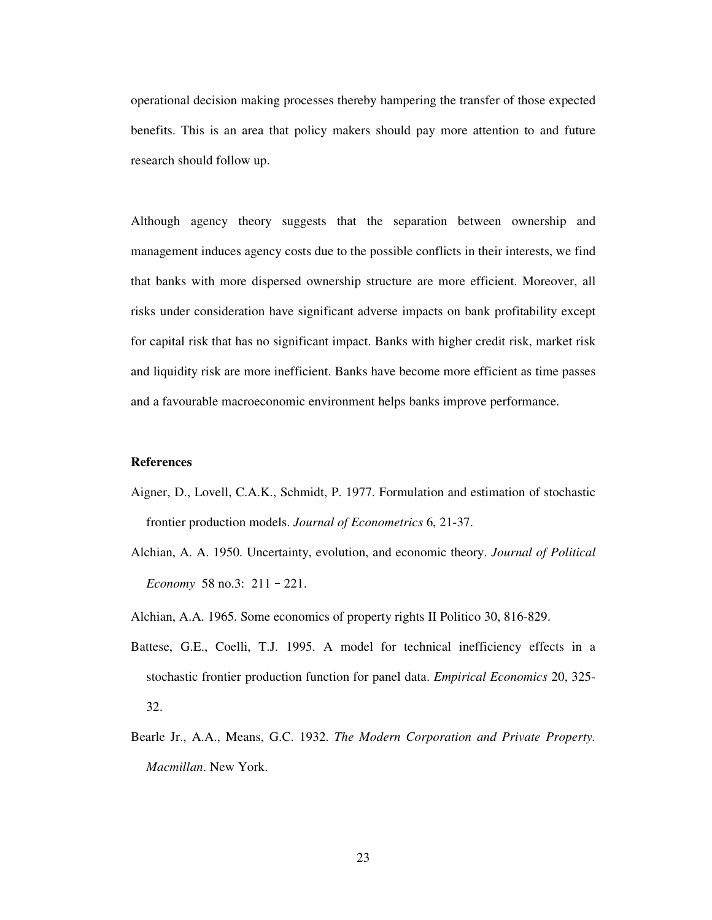operational decision making processes thereby hampering the transfer of those expected benefits. This is an area that policy makers should pay more attention to and future research should follow up.

Although agency theory suggests that the separation between ownership and management induces agency costs due to the possible conflicts in their interests, we find that banks with more dispersed ownership structure are more efficient. Moreover, all risks under consideration have significant adverse impacts on bank profitability except for capital risk that has no significant impact. Banks with higher credit risk, market risk and liquidity risk are more inefficient. Banks have become more efficient as time passes and a favourable macroeconomic environment helps banks improve performance.

**References**

Aigner, D., Lovell, C.A.K., Schmidt, P. 1977. Formulation and estimation of stochastic frontier production models. *Journal of Econometrics* 6, 21-37.

Alchian, A. A. 1950. Uncertainty, evolution, and economic theory. *Journal of Political Economy* 58 no.3: 211－221.

Alchian, A.A. 1965. Some economics of property rights II Politico 30, 816-829.

Battese, G.E., Coelli, T.J. 1995. A model for technical inefficiency effects in a stochastic frontier production function for panel data. *Empirical Economics* 20, 325-32.

Bearle Jr., A.A., Means, G.C. 1932. *The Modern Corporation and Private Property. Macmillan*. New York.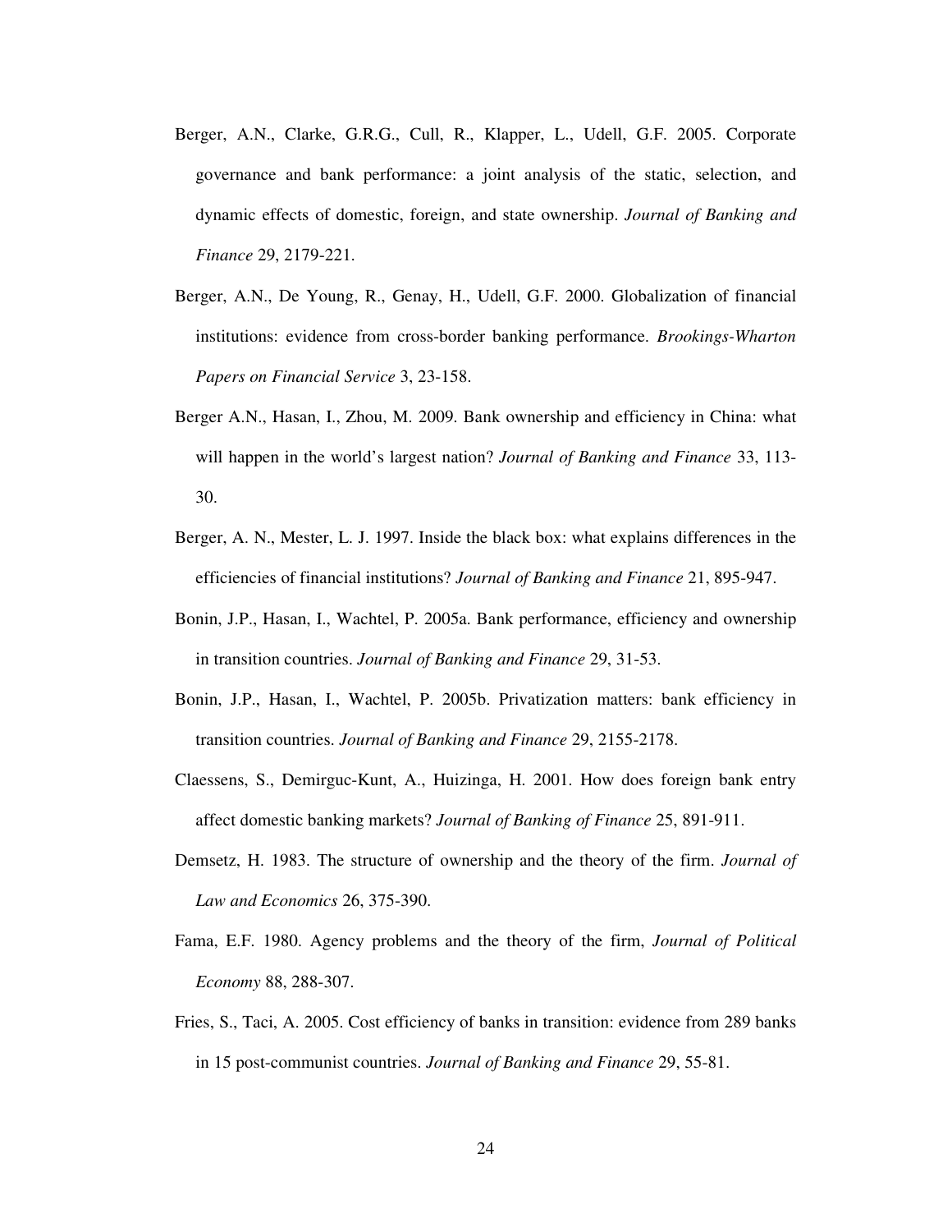Berger, A.N., Clarke, G.R.G., Cull, R., Klapper, L., Udell, G.F. 2005. Corporate governance and bank performance: a joint analysis of the static, selection, and dynamic effects of domestic, foreign, and state ownership. *Journal of Banking and Finance* 29, 2179-221.

Berger, A.N., De Young, R., Genay, H., Udell, G.F. 2000. Globalization of financial institutions: evidence from cross-border banking performance. *Brookings-Wharton Papers on Financial Service* 3, 23-158.

Berger A.N., Hasan, I., Zhou, M. 2009. Bank ownership and efficiency in China: what will happen in the world's largest nation? *Journal of Banking and Finance* 33, 113-30.

Berger, A. N., Mester, L. J. 1997. Inside the black box: what explains differences in the efficiencies of financial institutions? *Journal of Banking and Finance* 21, 895-947.

Bonin, J.P., Hasan, I., Wachtel, P. 2005a. Bank performance, efficiency and ownership in transition countries. *Journal of Banking and Finance* 29, 31-53.

Bonin, J.P., Hasan, I., Wachtel, P. 2005b. Privatization matters: bank efficiency in transition countries. *Journal of Banking and Finance* 29, 2155-2178.

Claessens, S., Demirguc-Kunt, A., Huizinga, H. 2001. How does foreign bank entry affect domestic banking markets? *Journal of Banking of Finance* 25, 891-911.

Demsetz, H. 1983. The structure of ownership and the theory of the firm. *Journal of Law and Economics* 26, 375-390.

Fama, E.F. 1980. Agency problems and the theory of the firm, *Journal of Political Economy* 88, 288-307.

Fries, S., Taci, A. 2005. Cost efficiency of banks in transition: evidence from 289 banks in 15 post-communist countries. *Journal of Banking and Finance* 29, 55-81.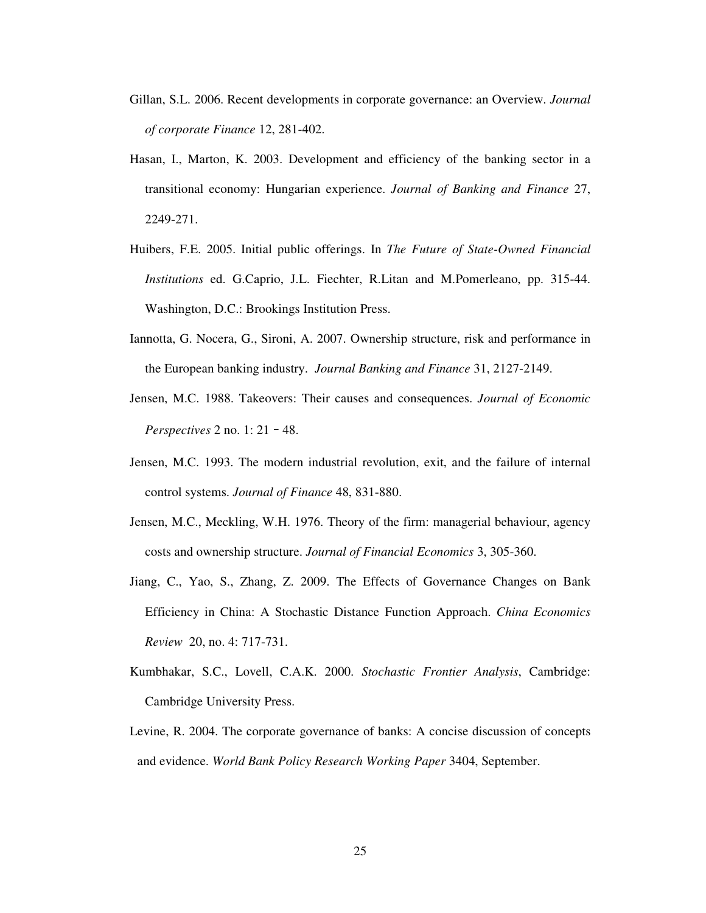Gillan, S.L. 2006. Recent developments in corporate governance: an Overview. *Journal of corporate Finance* 12, 281-402.

Hasan, I., Marton, K. 2003. Development and efficiency of the banking sector in a transitional economy: Hungarian experience. *Journal of Banking and Finance* 27, 2249-271.

Huibers, F.E. 2005. Initial public offerings. In *The Future of State-Owned Financial Institutions* ed. G.Caprio, J.L. Fiechter, R.Litan and M.Pomerleano, pp. 315-44. Washington, D.C.: Brookings Institution Press.

Iannotta, G. Nocera, G., Sironi, A. 2007. Ownership structure, risk and performance in the European banking industry. *Journal Banking and Finance* 31, 2127-2149.

Jensen, M.C. 1988. Takeovers: Their causes and consequences. *Journal of Economic Perspectives* 2 no. 1: 21 – 48.

Jensen, M.C. 1993. The modern industrial revolution, exit, and the failure of internal control systems. *Journal of Finance* 48, 831-880.

Jensen, M.C., Meckling, W.H. 1976. Theory of the firm: managerial behaviour, agency costs and ownership structure. *Journal of Financial Economics* 3, 305-360.

Jiang, C., Yao, S., Zhang, Z. 2009. The Effects of Governance Changes on Bank Efficiency in China: A Stochastic Distance Function Approach. *China Economics Review* 20, no. 4: 717-731.

Kumbhakar, S.C., Lovell, C.A.K. 2000. *Stochastic Frontier Analysis*, Cambridge: Cambridge University Press.

Levine, R. 2004. The corporate governance of banks: A concise discussion of concepts and evidence. *World Bank Policy Research Working Paper* 3404, September.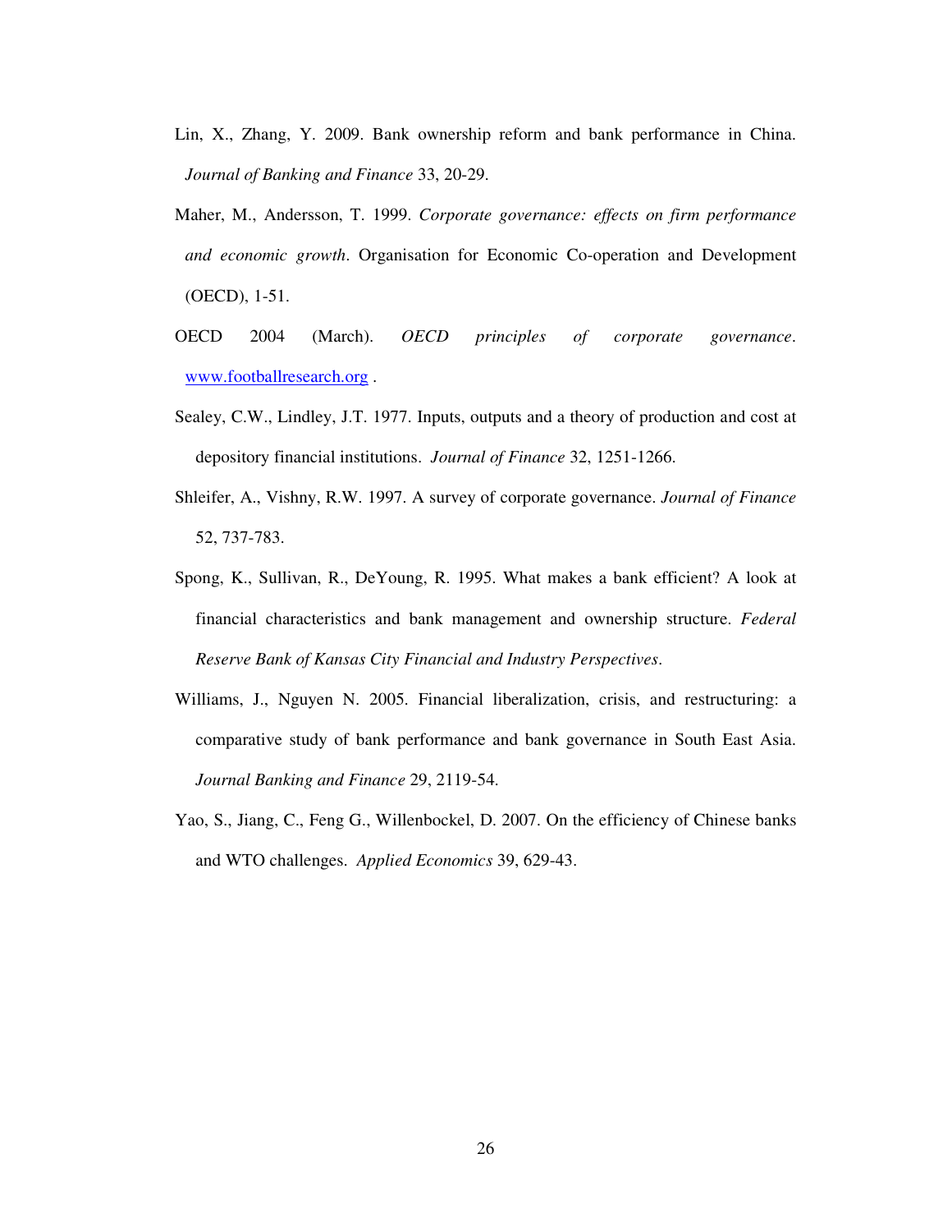Lin, X., Zhang, Y. 2009. Bank ownership reform and bank performance in China. *Journal of Banking and Finance* 33, 20-29.

Maher, M., Andersson, T. 1999. *Corporate governance: effects on firm performance and economic growth*. Organisation for Economic Co-operation and Development (OECD), 1-51.

OECD 2004 (March). *OECD principles of corporate governance*. www.footballresearch.org .

Sealey, C.W., Lindley, J.T. 1977. Inputs, outputs and a theory of production and cost at depository financial institutions. *Journal of Finance* 32, 1251-1266.

Shleifer, A., Vishny, R.W. 1997. A survey of corporate governance. *Journal of Finance* 52, 737-783.

Spong, K., Sullivan, R., DeYoung, R. 1995. What makes a bank efficient? A look at financial characteristics and bank management and ownership structure. *Federal Reserve Bank of Kansas City Financial and Industry Perspectives*.

Williams, J., Nguyen N. 2005. Financial liberalization, crisis, and restructuring: a comparative study of bank performance and bank governance in South East Asia. *Journal Banking and Finance* 29, 2119-54.

Yao, S., Jiang, C., Feng G., Willenbockel, D. 2007. On the efficiency of Chinese banks and WTO challenges. *Applied Economics* 39, 629-43.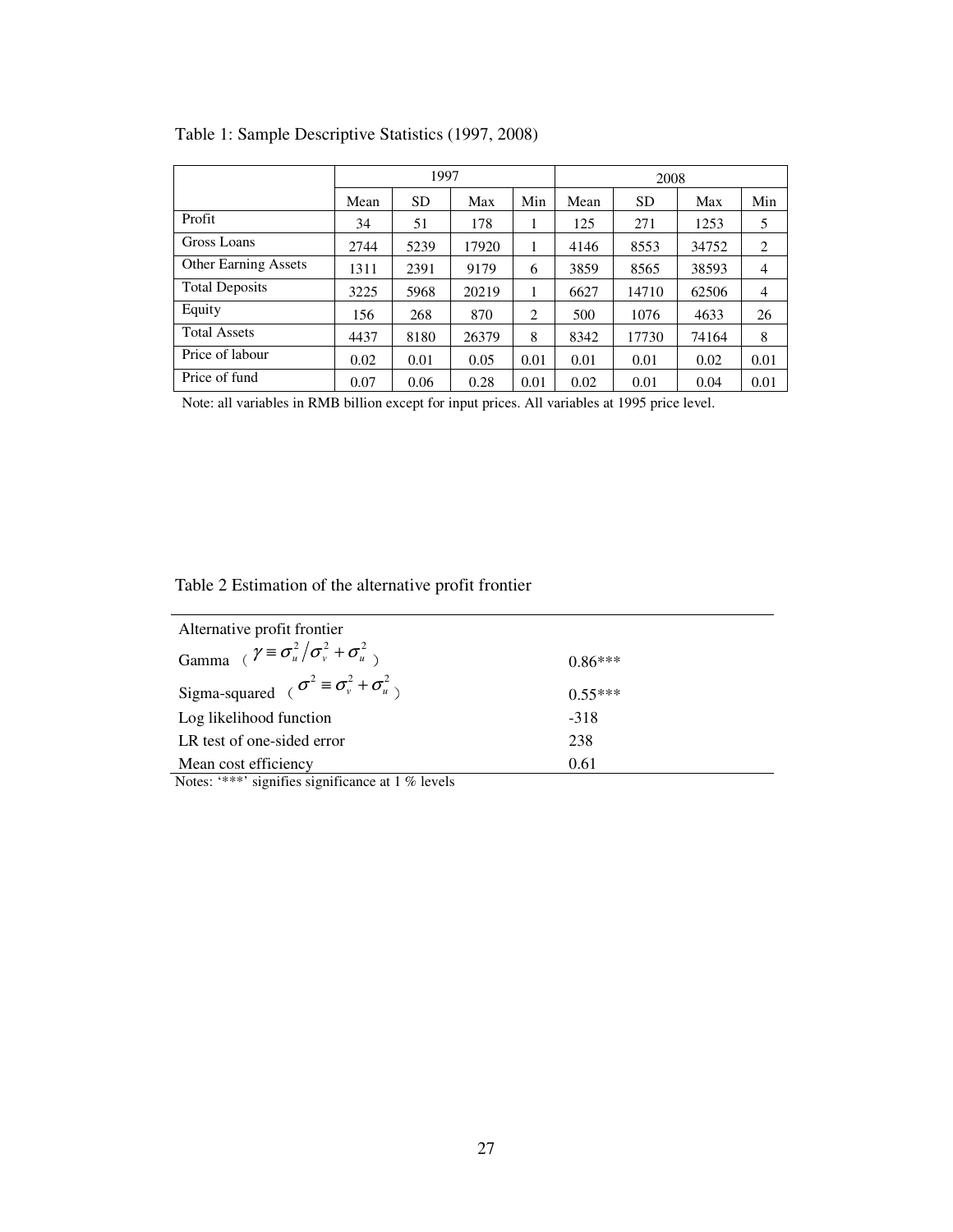Table 1: Sample Descriptive Statistics (1997, 2008)

| | 1997 | | | | 2008 | | | |
|---|---|---|---|---|---|---|---|---|
| | Mean | SD | Max | Min | Mean | SD | Max | Min |
| Profit | 34 | 51 | 178 | 1 | 125 | 271 | 1253 | 5 |
| Gross Loans | 2744 | 5239 | 17920 | 1 | 4146 | 8553 | 34752 | 2 |
| Other Earning Assets | 1311 | 2391 | 9179 | 6 | 3859 | 8565 | 38593 | 4 |
| Total Deposits | 3225 | 5968 | 20219 | 1 | 6627 | 14710 | 62506 | 4 |
| Equity | 156 | 268 | 870 | 2 | 500 | 1076 | 4633 | 26 |
| Total Assets | 4437 | 8180 | 26379 | 8 | 8342 | 17730 | 74164 | 8 |
| Price of labour | 0.02 | 0.01 | 0.05 | 0.01 | 0.01 | 0.01 | 0.02 | 0.01 |
| Price of fund | 0.07 | 0.06 | 0.28 | 0.01 | 0.02 | 0.01 | 0.04 | 0.01 |

Note: all variables in RMB billion except for input prices. All variables at 1995 price level.

Table 2 Estimation of the alternative profit frontier

| Alternative profit frontier | |
|---|---|
| Gamma （$\gamma \equiv \sigma_u^2 / \sigma_v^2 + \sigma_u^2$） | 0.86*** |
| Sigma-squared （$\sigma^2 \equiv \sigma_v^2 + \sigma_u^2$） | 0.55*** |
| Log likelihood function | -318 |
| LR test of one-sided error | 238 |
| Mean cost efficiency | 0.61 |

Notes: '***' signifies significance at 1 % levels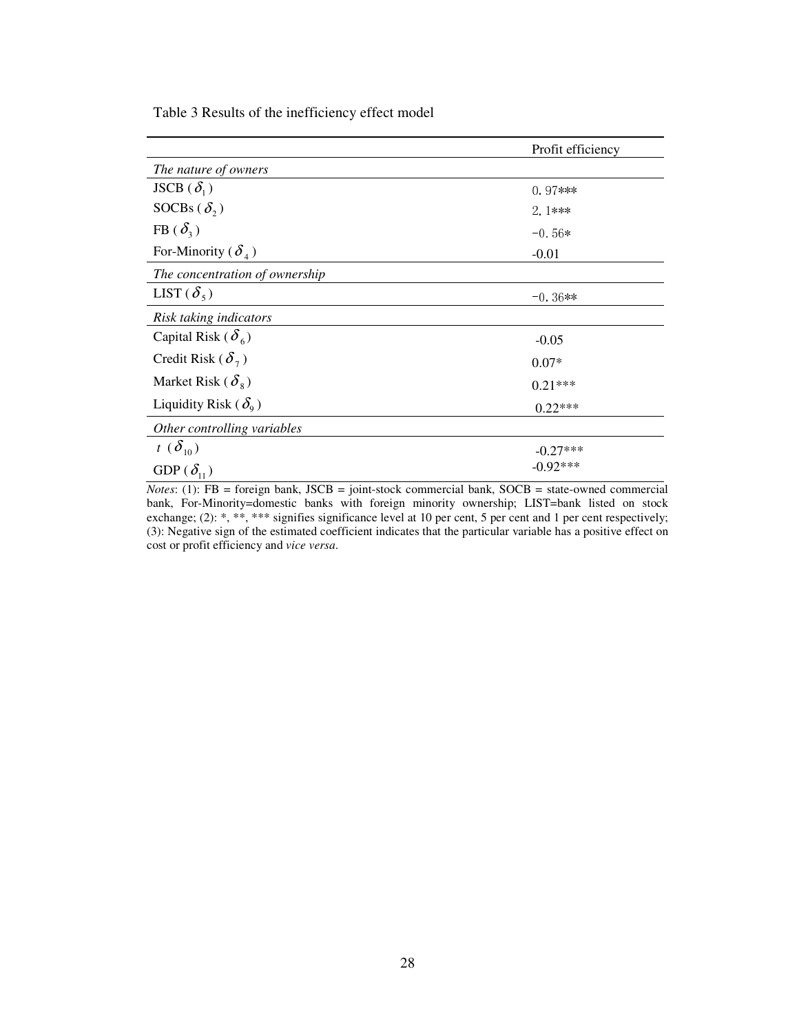Table 3 Results of the inefficiency effect model

| | Profit efficiency |
|---|---|
| *The nature of owners* | |
| JSCB ($\delta_1$) | 0.97*** |
| SOCBs ($\delta_2$) | 2.1*** |
| FB ($\delta_3$) | -0.56* |
| For-Minority ($\delta_4$) | -0.01 |
| *The concentration of ownership* | |
| LIST ($\delta_5$) | -0.36** |
| *Risk taking indicators* | |
| Capital Risk ($\delta_6$) | -0.05 |
| Credit Risk ($\delta_7$) | 0.07* |
| Market Risk ($\delta_8$) | 0.21*** |
| Liquidity Risk ($\delta_9$) | 0.22*** |
| *Other controlling variables* | |
| $t$ ($\delta_{10}$) | -0.27*** |
| GDP ($\delta_{11}$) | -0.92*** |

*Notes*: (1): FB = foreign bank, JSCB = joint-stock commercial bank, SOCB = state-owned commercial bank, For-Minority=domestic banks with foreign minority ownership; LIST=bank listed on stock exchange; (2): *, **, *** signifies significance level at 10 per cent, 5 per cent and 1 per cent respectively; (3): Negative sign of the estimated coefficient indicates that the particular variable has a positive effect on cost or profit efficiency and *vice versa*.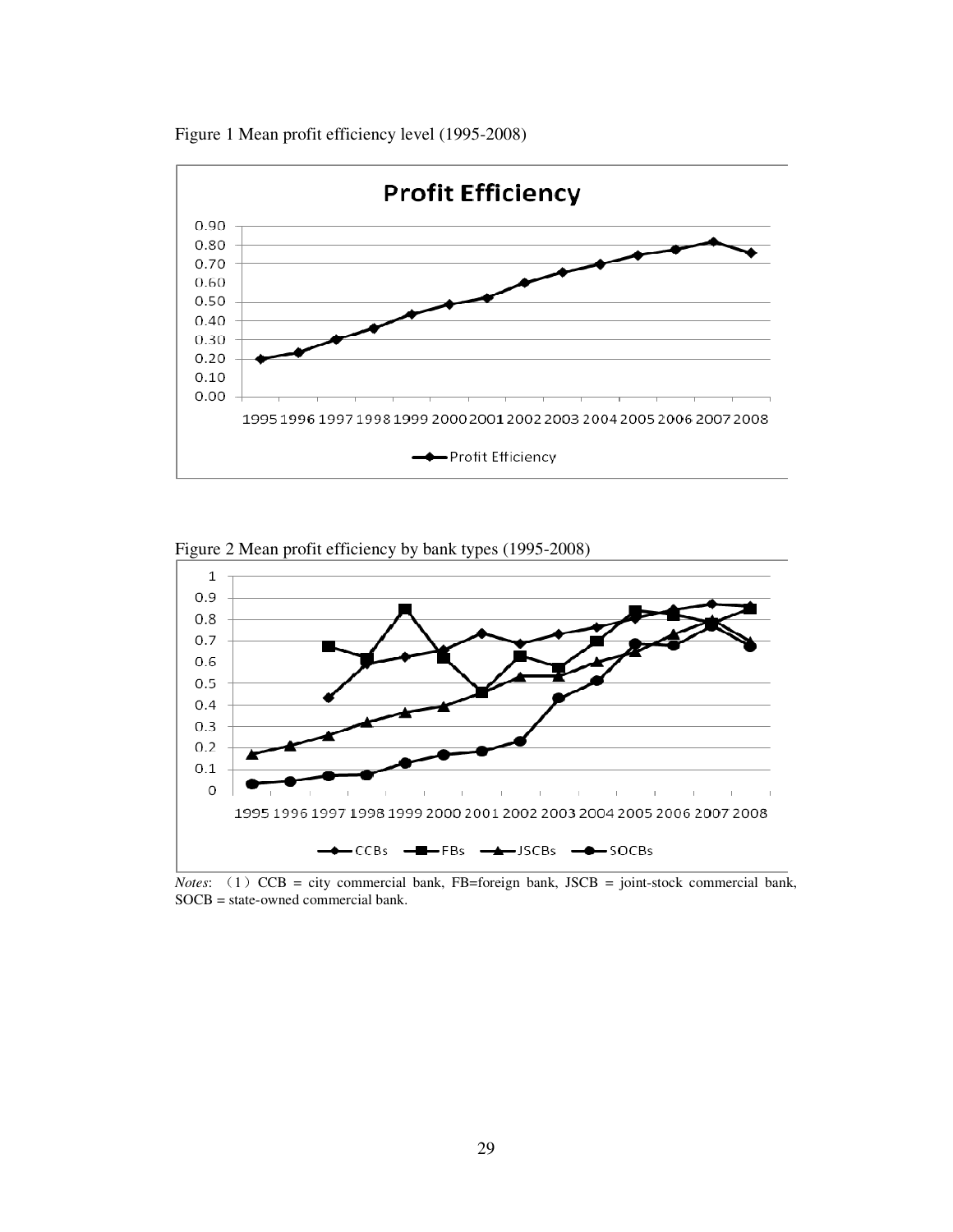Figure 1 Mean profit efficiency level (1995-2008)

Profit Efficiency

0.90
0.80
0.70
0.60
0.50
0.40
0.30
0.20
0.10
0.00

1995 1996 1997 1998 1999 2000 2001 2002 2003 2004 2005 2006 2007 2008

Profit Efficiency

Figure 2 Mean profit efficiency by bank types (1995-2008)

1
0.9
0.8
0.7
0.6
0.5
0.4
0.3
0.2
0.1
0

1995 1996 1997 1998 1999 2000 2001 2002 2003 2004 2005 2006 2007 2008

CCBs FBs JSCBs SOCBs

*Notes*: （1）CCB = city commercial bank, FB=foreign bank, JSCB = joint-stock commercial bank, SOCB = state-owned commercial bank.